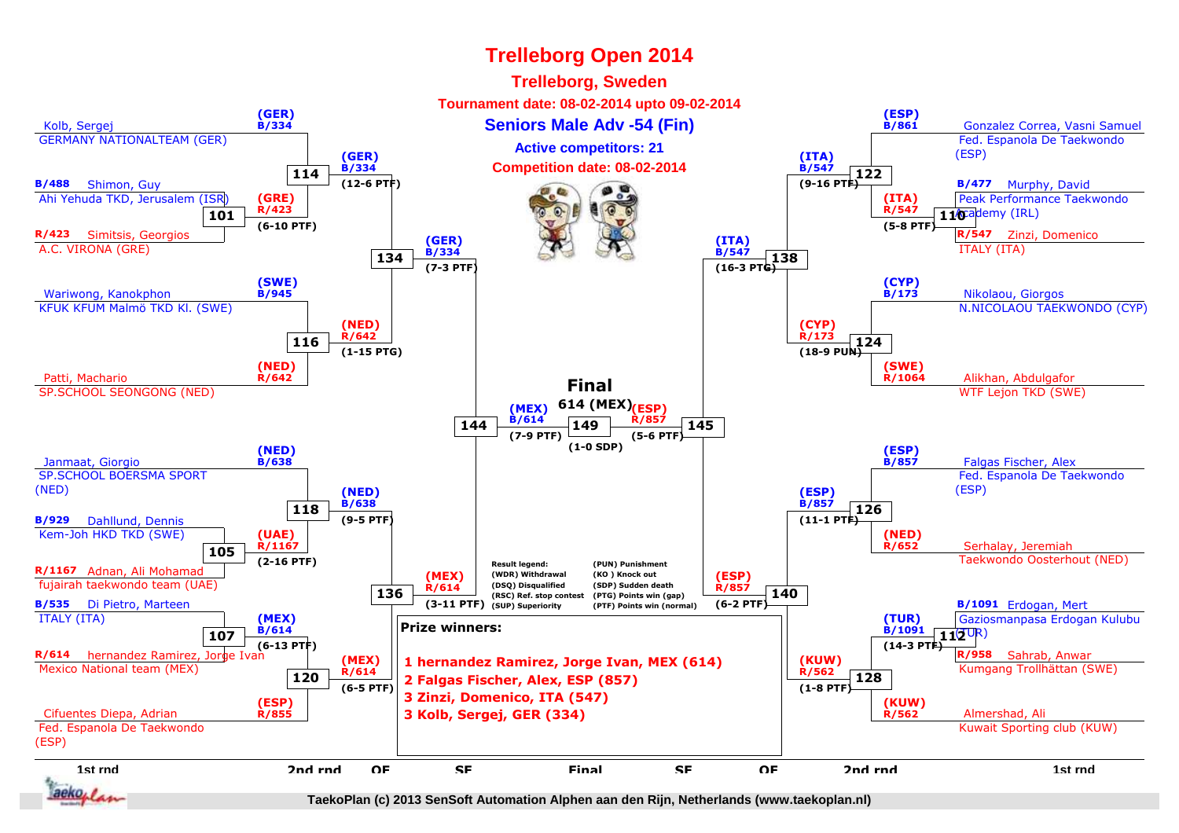# Trelleborg Open 2014

## Trelleborg, Sweden

**Tournament date: 08-02-2014 upto 09-02-2014**

## Seniors Male Adv -54 (Fin)

**Active competitors: 21**

**Competition date: 08-02-2014**

### 1st round (left side)

- Kolb, Sergej — GERMANY NATIONALTEAM (GER) — (GER) B/334
- B/488 Shimon, Guy — Ahi Yehuda TKD, Jerusalem (ISR)
- R/423 Simitsis, Georgios — A.C. VIRONA (GRE)
- Match 101: (GRE) R/423 (6-10 PTF)
- Wariwong, Kanokphon — KFUK KFUM Malmö TKD Kl. (SWE) — (SWE) B/945
- Patti, Machario — SP.SCHOOL SEONGONG (NED) — (NED) R/642
- Janmaat, Giorgio — SP.SCHOOL BOERSMA SPORT (NED) — (NED) B/638
- B/929 Dahllund, Dennis — Kem-Joh HKD TKD (SWE)
- R/1167 Adnan, Ali Mohamad — fujairah taekwondo team (UAE)
- Match 105: (UAE) R/1167 (2-16 PTF)
- B/535 Di Pietro, Marteen — ITALY (ITA)
- R/614 hernandez Ramirez, Jorge Ivan — Mexico National team (MEX)
- Match 107: (MEX) B/614 (6-13 PTF)
- Cifuentes Diepa, Adrian — Fed. Espanola De Taekwondo (ESP) — (ESP) R/855

### 2nd round (left side)

- Match 114: (GER) B/334 (12-6 PTF)
- Match 116: (NED) R/642 (1-15 PTG)
- Match 118: (NED) B/638 (9-5 PTF)
- Match 120: (MEX) R/614 (6-5 PTF)

### QF (left side)

- Match 134: (GER) B/334 (7-3 PTF)
- Match 136: (MEX) R/614 (3-11 PTF)

### SF (left side)

- Match 144: (MEX) B/614 (7-9 PTF)

### Final

- Match 149: 614 (MEX) (1-0 SDP)

### SF (right side)

- Match 145: (ESP) R/857 (5-6 PTF)

### QF (right side)

- Match 138: (ITA) B/547 (16-3 PTG)
- Match 140: (ESP) R/857 (6-2 PTF)

### 2nd round (right side)

- Match 122: (ITA) B/547 (9-16 PTF)
- Match 124: (CYP) R/173 (18-9 PUN)
- Match 126: (ESP) B/857 (11-1 PTF)
- Match 128: (KUW) R/562 (1-8 PTF)

### 1st round (right side)

- Gonzalez Correa, Vasni Samuel — Fed. Espanola De Taekwondo (ESP) — (ESP) B/861
- B/477 Murphy, David — Peak Performance Taekwondo Academy (IRL)
- R/547 Zinzi, Domenico — ITALY (ITA)
- Match 110: (ITA) R/547 (5-8 PTF)
- Nikolaou, Giorgos — N.NICOLAOU TAEKWONDO (CYP) — (CYP) B/173
- Alikhan, Abdulgafor — WTF Lejon TKD (SWE) — (SWE) R/1064
- Falgas Fischer, Alex — Fed. Espanola De Taekwondo (ESP) — (ESP) B/857
- Serhalay, Jeremiah — Taekwondo Oosterhout (NED) — (NED) R/652
- B/1091 Erdogan, Mert — Gaziosmanpasa Erdogan Kulubu (TUR)
- R/958 Sahrab, Anwar — Kumgang Trollhättan (SWE)
- Match 112: (TUR) B/1091 (14-3 PTF)
- Almershad, Ali — Kuwait Sporting club (KUW) — (KUW) R/562

### Result legend

- (WDR) Withdrawal
- (DSQ) Disqualified
- (RSC) Ref. stop contest
- (SUP) Superiority
- (PUN) Punishment
- (KO) Knock out
- (SDP) Sudden death
- (PTG) Points win (gap)
- (PTF) Points win (normal)

### Prize winners:

1. hernandez Ramirez, Jorge Ivan, MEX (614)
2. Falgas Fischer, Alex, ESP (857)
3. Zinzi, Domenico, ITA (547)
3. Kolb, Sergej, GER (334)

1st rnd | 2nd rnd | QF | SF | Final | SF | QF | 2nd rnd | 1st rnd

TaekoPlan (c) 2013 SenSoft Automation Alphen aan den Rijn, Netherlands (www.taekoplan.nl)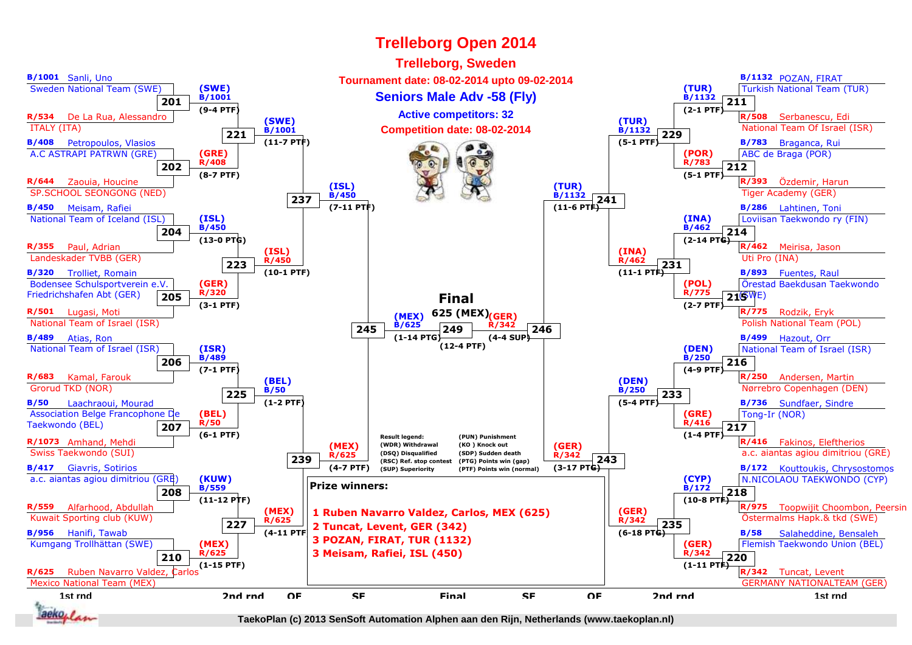# Trelleborg Open 2014

## Trelleborg, Sweden

**Tournament date: 08-02-2014 upto 09-02-2014**

**Seniors Male Adv -58 (Fly)**

**Active competitors: 32**

**Competition date: 08-02-2014**

### 1st round

| Match | Blue | Red | Winner | Result |
|---|---|---|---|---|
| 201 | B/1001 Sanli, Uno – Sweden National Team (SWE) | R/534 De La Rua, Alessandro – ITALY (ITA) | (SWE) B/1001 | (9-4 PTF) |
| 202 | B/408 Petropoulos, Vlasios – A.C ASTRAPI PATRWN (GRE) | R/644 Zaouia, Houcine – SP.SCHOOL SEONGONG (NED) | (GRE) R/408 | (8-7 PTF) |
| 204 | B/450 Meisam, Rafiei – National Team of Iceland (ISL) | R/355 Paul, Adrian – Landeskader TVBB (GER) | (ISL) B/450 | (13-0 PTG) |
| 205 | B/320 Trolliet, Romain – Bodensee Schulsportverein e.V. Friedrichshafen Abt (GER) | R/501 Lugasi, Moti – National Team of Israel (ISR) | (GER) R/320 | (3-1 PTF) |
| 206 | B/489 Atias, Ron – National Team of Israel (ISR) | R/683 Kamal, Farouk – Grorud TKD (NOR) | (ISR) B/489 | (7-1 PTF) |
| 207 | B/50 Laachraoui, Mourad – Association Belge Francophone De Taekwondo (BEL) | R/1073 Amhand, Mehdi – Swiss Taekwondo (SUI) | (BEL) R/50 | (6-1 PTF) |
| 208 | B/417 Giavris, Sotirios – a.c. aiantas agiou dimitriou (GRE) | R/559 Alfarhood, Abdullah – Kuwait Sporting club (KUW) | (KUW) B/559 | (11-12 PTF) |
| 210 | B/956 Hanifi, Tawab – Kumgang Trollhättan (SWE) | R/625 Ruben Navarro Valdez, Carlos – Mexico National Team (MEX) | (MEX) R/625 | (1-15 PTF) |
| 211 | B/1132 POZAN, FIRAT – Turkish National Team (TUR) | R/508 Serbanescu, Edi – National Team Of Israel (ISR) | (TUR) B/1132 | (2-1 PTF) |
| 212 | B/783 Braganca, Rui – ABC de Braga (POR) | R/393 Özdemir, Harun – Tiger Academy (GER) | (POR) R/783 | (5-1 PTF) |
| 214 | B/286 Lahtinen, Toni – Loviisan Taekwondo ry (FIN) | R/462 Meirisa, Jason – Uti Pro (INA) | (INA) B/462 | (2-14 PTG) |
| 215 | B/893 Fuentes, Raul – Örestad Baekdusan Taekwondo (SWE) | R/775 Rodzik, Eryk – Polish National Team (POL) | (POL) R/775 | (2-7 PTF) |
| 216 | B/499 Hazout, Orr – National Team of Israel (ISR) | R/250 Andersen, Martin – Nørrebro Copenhagen (DEN) | (DEN) B/250 | (4-9 PTF) |
| 217 | B/736 Sundfaer, Sindre – Tong-Ir (NOR) | R/416 Fakinos, Eleftherios – a.c. aiantas agiou dimitriou (GRE) | (GRE) R/416 | (1-4 PTF) |
| 218 | B/172 Kouttoukis, Chrysostomos – N.NICOLAOU TAEKWONDO (CYP) | R/975 Toopwijit Choombon, Peersin – Östermalms Hapk.& tkd (SWE) | (CYP) B/172 | (10-8 PTF) |
| 220 | B/58 Salaheddine, Bensaleh – Flemish Taekwondo Union (BEL) | R/342 Tuncat, Levent – GERMANY NATIONALTEAM (GER) | (GER) R/342 | (1-11 PTF) |

### 2nd round

| Match | Winner | Result |
|---|---|---|
| 221 | (SWE) B/1001 | (11-7 PTF) |
| 223 | (ISL) R/450 | (10-1 PTF) |
| 225 | (BEL) B/50 | (1-2 PTF) |
| 227 | (MEX) R/625 | (4-11 PTF) |
| 229 | (TUR) B/1132 | (5-1 PTF) |
| 231 | (INA) R/462 | (11-1 PTF) |
| 233 | (DEN) B/250 | (5-4 PTF) |
| 235 | (GER) R/342 | (6-18 PTG) |

### QF

| Match | Winner | Result |
|---|---|---|
| 237 | (ISL) B/450 | (7-11 PTF) |
| 239 | (MEX) R/625 | (4-7 PTF) |
| 241 | (TUR) B/1132 | (11-6 PTF) |
| 243 | (GER) R/342 | (3-17 PTG) |

### SF

| Match | Winner | Result |
|---|---|---|
| 245 | (MEX) B/625 | (1-14 PTG) |
| 246 | (GER) R/342 | (4-4 SUP) |

### Final

| Match | Winner | Result |
|---|---|---|
| 249 | 625 (MEX) | (12-4 PTF) |

**Result legend:**

- (WDR) Withdrawal
- (DSQ) Disqualified
- (RSC) Ref. stop contest
- (SUP) Superiority
- (PUN) Punishment
- (KO ) Knock out
- (SDP) Sudden death
- (PTG) Points win (gap)
- (PTF) Points win (normal)

**Prize winners:**

1. Ruben Navarro Valdez, Carlos, MEX (625)
2. Tuncat, Levent, GER (342)
3. POZAN, FIRAT, TUR (1132)
3. Meisam, Rafiei, ISL (450)

TaekoPlan (c) 2013 SenSoft Automation Alphen aan den Rijn, Netherlands (www.taekoplan.nl)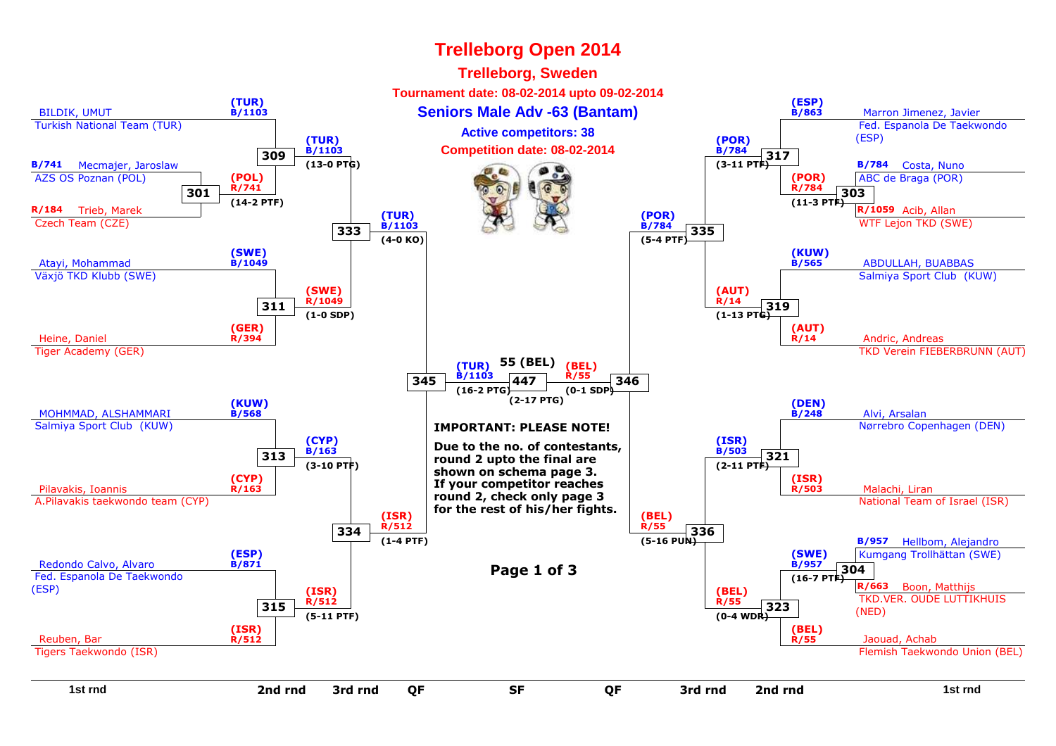# Trelleborg Open 2014

## Trelleborg, Sweden

**Tournament date: 08-02-2014 upto 09-02-2014**

## Seniors Male Adv -63 (Bantam)

**Active competitors: 38**

**Competition date: 08-02-2014**

### Left side of bracket

**1st round**

- BILDIK, UMUT – Turkish National Team (TUR) – B/1103 (TUR)
- Match 301: B/741 Mecmajer, Jaroslaw – AZS OS Poznan (POL) vs R/184 Trieb, Marek – Czech Team (CZE) → Winner: (POL) R/741 (14-2 PTF)
- Atayi, Mohammad – Växjö TKD Klubb (SWE) – B/1049 (SWE)
- Heine, Daniel – Tiger Academy (GER) – R/394 (GER)
- MOHMMAD, ALSHAMMARI – Salmiya Sport Club (KUW) – B/568 (KUW)
- Pilavakis, Ioannis – A.Pilavakis taekwondo team (CYP) – R/163 (CYP)
- Redondo Calvo, Alvaro – Fed. Espanola De Taekwondo (ESP) – B/871 (ESP)
- Reuben, Bar – Tigers Taekwondo (ISR) – R/512 (ISR)

**2nd round**

- Match 309: B/1103 (TUR) vs R/741 (POL) → Winner: (TUR) B/1103 (13-0 PTG)
- Match 311: B/1049 (SWE) vs R/394 (GER) → Winner: (SWE) R/1049 (1-0 SDP)
- Match 313: B/568 (KUW) vs R/163 (CYP) → Winner: (CYP) B/163 (3-10 PTF)
- Match 315: B/871 (ESP) vs R/512 (ISR) → Winner: (ISR) R/512 (5-11 PTF)

**3rd round**

- Match 333: (TUR) B/1103 vs (SWE) R/1049 → Winner: (TUR) B/1103 (4-0 KO)
- Match 334: (CYP) B/163 vs (ISR) R/512 → Winner: (ISR) R/512 (1-4 PTF)

**QF**

- Match 345: (TUR) B/1103 vs (ISR) R/512 → Winner: (TUR) B/1103 (16-2 PTG)

### Right side of bracket

**1st round**

- Marron Jimenez, Javier – Fed. Espanola De Taekwondo (ESP) – B/863 (ESP)
- Match 303: B/784 Costa, Nuno – ABC de Braga (POR) vs R/1059 Acib, Allan – WTF Lejon TKD (SWE) → Winner: (POR) R/784 (11-3 PTF)
- ABDULLAH, BUABBAS – Salmiya Sport Club (KUW) – B/565 (KUW)
- Andric, Andreas – TKD Verein FIEBERBRUNN (AUT) – R/14 (AUT)
- Alvi, Arsalan – Nørrebro Copenhagen (DEN) – B/248 (DEN)
- Malachi, Liran – National Team of Israel (ISR) – R/503 (ISR)
- Match 304: B/957 Hellbom, Alejandro – Kumgang Trollhättan (SWE) vs R/663 Boon, Matthijs – TKD.VER. OUDE LUTTIKHUIS (NED) → Winner: (SWE) B/957 (16-7 PTF)
- Jaouad, Achab – Flemish Taekwondo Union (BEL) – R/55 (BEL)

**2nd round**

- Match 317: B/863 (ESP) vs R/784 (POR) → Winner: (POR) B/784 (3-11 PTF)
- Match 319: B/565 (KUW) vs R/14 (AUT) → Winner: (AUT) R/14 (1-13 PTG)
- Match 321: B/248 (DEN) vs R/503 (ISR) → Winner: (ISR) B/503 (2-11 PTF)
- Match 323: B/957 (SWE) vs R/55 (BEL) → Winner: (BEL) R/55 (0-4 WDR)

**3rd round**

- Match 335: (POR) B/784 vs (AUT) R/14 → Winner: (POR) B/784 (5-4 PTF)
- Match 336: (ISR) B/503 vs (BEL) R/55 → Winner: (BEL) R/55 (5-16 PUN)

**QF**

- Match 346: (POR) B/784 vs (BEL) R/55 → Winner: (BEL) R/55 (0-1 SDP)

### SF

- Match 447: (TUR) B/1103 vs (BEL) R/55 → Winner: 55 (BEL) (2-17 PTG)

**IMPORTANT: PLEASE NOTE!**

**Due to the no. of contestants, round 2 upto the final are shown on schema page 3. If your competitor reaches round 2, check only page 3 for the rest of his/her fights.**

| 1st rnd | 2nd rnd | 3rd rnd | QF | SF | QF | 3rd rnd | 2nd rnd | 1st rnd |
|---|---|---|---|---|---|---|---|---|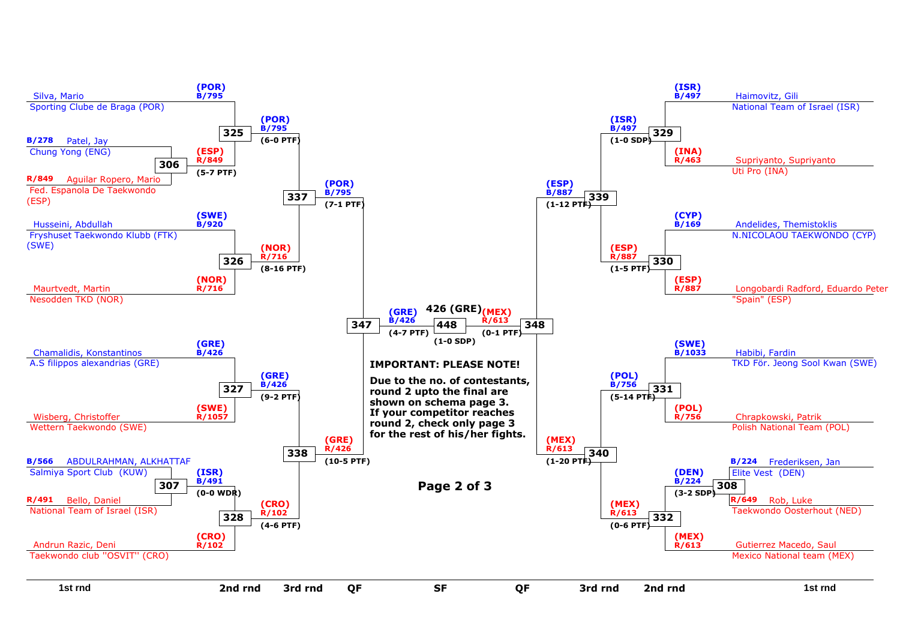**Left half of bracket**

| Match | Blue | Red | Winner | Score |
|---|---|---|---|---|
| 306 (1st rnd) | B/278 Patel, Jay — Chung Yong (ENG) | R/849 Aguilar Ropero, Mario — Fed. Espanola De Taekwondo (ESP) | (ESP) R/849 | |
| 325 (2nd rnd) | B/795 Silva, Mario — Sporting Clube de Braga (POR) | (ESP) R/849 | (POR) B/795 | (5-7 PTF) |
| 326 (2nd rnd) | B/920 Husseini, Abdullah — Fryshuset Taekwondo Klubb (FTK) (SWE) | R/716 Maurtvedt, Martin — Nesodden TKD (NOR) | (NOR) R/716 | (8-16 PTF) |
| 337 (3rd rnd) | (POR) B/795 | (NOR) R/716 | (POR) B/795 | (6-0 PTF) |
| 327 (2nd rnd) | B/426 Chamalidis, Konstantinos — A.S filippos alexandrias (GRE) | R/1057 Wisberg, Christoffer — Wettern Taekwondo (SWE) | (GRE) B/426 | (9-2 PTF) |
| 307 (1st rnd) | B/566 ABDULRAHMAN, ALKHATTAF — Salmiya Sport Club (KUW) | R/491 Bello, Daniel — National Team of Israel (ISR) | (ISR) B/491 | (0-0 WDR) |
| 328 (2nd rnd) | (ISR) B/491 | R/102 Andrun Razic, Deni — Taekwondo club ''OSVIT'' (CRO) | (CRO) R/102 | (4-6 PTF) |
| 338 (3rd rnd) | (GRE) B/426 | (CRO) R/102 | (GRE) R/426 | (10-5 PTF) |
| 347 (QF) | (POR) B/795 | (GRE) R/426 | (GRE) B/426 | (7-1 PTF) |

**Right half of bracket**

| Match | Blue | Red | Winner | Score |
|---|---|---|---|---|
| 329 (2nd rnd) | B/497 Haimovitz, Gili — National Team of Israel (ISR) | R/463 Supriyanto, Supriyanto — Uti Pro (INA) | (ISR) B/497 | (1-0 SDP) |
| 330 (2nd rnd) | B/169 Andelides, Themistoklis — N.NICOLAOU TAEKWONDO (CYP) | R/887 Longobardi Radford, Eduardo Peter — "Spain" (ESP) | (ESP) R/887 | (1-5 PTF) |
| 339 (3rd rnd) | (ISR) B/497 | (ESP) R/887 | (ESP) B/887 | (1-12 PTF) |
| 331 (2nd rnd) | B/1033 Habibi, Fardin — TKD För. Jeong Sool Kwan (SWE) | R/756 Chrapkowski, Patrik — Polish National Team (POL) | (POL) B/756 | (5-14 PTF) |
| 308 (1st rnd) | B/224 Frederiksen, Jan — Elite Vest (DEN) | R/649 Rob, Luke — Taekwondo Oosterhout (NED) | (DEN) B/224 | (3-2 SDP) |
| 332 (2nd rnd) | (DEN) B/224 | R/613 Gutierrez Macedo, Saul — Mexico National team (MEX) | (MEX) R/613 | (0-6 PTF) |
| 340 (3rd rnd) | (POL) B/756 | (MEX) R/613 | (MEX) R/613 | (1-20 PTF) |
| 348 (QF) | (ESP) B/887 | (MEX) R/613 | (MEX) R/613 | (0-1 PTF) |

**SF**

| Match | Blue | Red | Winner | Score |
|---|---|---|---|---|
| 448 (SF) | (GRE) B/426 | (MEX) R/613 | 426 (GRE) | (1-0 SDP) |

Score shown beside the blue SF entrant: (4-7 PTF).

**IMPORTANT: PLEASE NOTE!**

**Due to the no. of contestants, round 2 upto the final are shown on schema page 3. If your competitor reaches round 2, check only page 3 for the rest of his/her fights.**

**Page 2 of 3**

1st rnd | 2nd rnd | 3rd rnd | QF | SF | QF | 3rd rnd | 2nd rnd | 1st rnd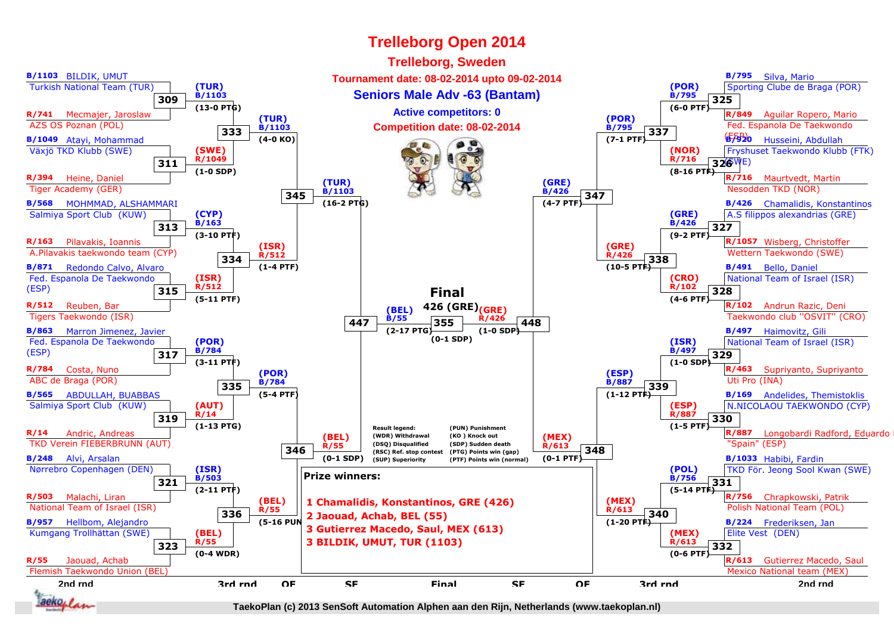# Trelleborg Open 2014

## Trelleborg, Sweden

**Tournament date: 08-02-2014 upto 09-02-2014**

### Seniors Male Adv -63 (Bantam)

**Active competitors: 0**

**Competition date: 08-02-2014**

## 2nd rnd (left side)

| Match | Blue | Red | Winner | Score |
|---|---|---|---|---|
| 309 | B/1103 BILDIK, UMUT – Turkish National Team (TUR) | R/741 Mecmajer, Jaroslaw – AZS OS Poznan (POL) | (TUR) B/1103 | (13-0 PTG) |
| 311 | B/1049 Atayi, Mohammad – Växjö TKD Klubb (SWE) | R/394 Heine, Daniel – Tiger Academy (GER) | (SWE) R/1049 | (1-0 SDP) |
| 313 | B/568 MOHMMAD, ALSHAMMARI – Salmiya Sport Club (KUW) | R/163 Pilavakis, Ioannis – A.Pilavakis taekwondo team (CYP) | (CYP) B/163 | (3-10 PTF) |
| 315 | B/871 Redondo Calvo, Alvaro – Fed. Espanola De Taekwondo (ESP) | R/512 Reuben, Bar – Tigers Taekwondo (ISR) | (ISR) R/512 | (5-11 PTF) |
| 317 | B/863 Marron Jimenez, Javier – Fed. Espanola De Taekwondo (ESP) | R/784 Costa, Nuno – ABC de Braga (POR) | (POR) B/784 | (3-11 PTF) |
| 319 | B/565 ABDULLAH, BUABBAS – Salmiya Sport Club (KUW) | R/14 Andric, Andreas – TKD Verein FIEBERBRUNN (AUT) | (AUT) R/14 | (1-13 PTG) |
| 321 | B/248 Alvi, Arsalan – Nørrebro Copenhagen (DEN) | R/503 Malachi, Liran – National Team of Israel (ISR) | (ISR) B/503 | (2-11 PTF) |
| 323 | B/957 Hellbom, Alejandro – Kumgang Trollhättan (SWE) | R/55 Jaouad, Achab – Flemish Taekwondo Union (BEL) | (BEL) R/55 | (0-4 WDR) |

## 3rd rnd (left side)

| Match | Winner | Score |
|---|---|---|
| 333 | (TUR) B/1103 | (4-0 KO) |
| 334 | (ISR) R/512 | (1-4 PTF) |
| 335 | (POR) B/784 | (5-4 PTF) |
| 336 | (BEL) R/55 | (5-16 PUN) |

## QF (left side)

| Match | Winner | Score |
|---|---|---|
| 345 | (TUR) B/1103 | (16-2 PTG) |
| 346 | (BEL) R/55 | (0-1 SDP) |

## SF (left side)

| Match | Winner | Score |
|---|---|---|
| 447 | (BEL) B/55 | (2-17 PTG) |

## 2nd rnd (right side)

| Match | Blue | Red | Winner | Score |
|---|---|---|---|---|
| 325 | B/795 Silva, Mario – Sporting Clube de Braga (POR) | R/849 Aguilar Ropero, Mario – Fed. Espanola De Taekwondo (ESP) | (POR) B/795 | (6-0 PTF) |
| 326 | B/920 Husseini, Abdullah – Fryshuset Taekwondo Klubb (FTK) (SWE) | R/716 Maurtvedt, Martin – Nesodden TKD (NOR) | (NOR) R/716 | (8-16 PTF) |
| 327 | B/426 Chamalidis, Konstantinos – A.S filippos alexandrias (GRE) | R/1057 Wisberg, Christoffer – Wettern Taekwondo (SWE) | (GRE) B/426 | (9-2 PTF) |
| 328 | B/491 Bello, Daniel – National Team of Israel (ISR) | R/102 Andrun Razic, Deni – Taekwondo club "OSVIT" (CRO) | (CRO) R/102 | (4-6 PTF) |
| 329 | B/497 Haimovitz, Gili – National Team of Israel (ISR) | R/463 Supriyanto, Supriyanto – Uti Pro (INA) | (ISR) B/497 | (1-0 SDP) |
| 330 | B/169 Andelides, Themistoklis – N.NICOLAOU TAEKWONDO (CYP) | R/887 Longobardi Radford, Eduardo – "Spain" (ESP) | (ESP) R/887 | (1-5 PTF) |
| 331 | B/1033 Habibi, Fardin – TKD För. Jeong Sool Kwan (SWE) | R/756 Chrapkowski, Patrik – Polish National Team (POL) | (POL) B/756 | (5-14 PTF) |
| 332 | B/224 Frederiksen, Jan – Elite Vest (DEN) | R/613 Gutierrez Macedo, Saul – Mexico National team (MEX) | (MEX) R/613 | (0-6 PTF) |

## 3rd rnd (right side)

| Match | Winner | Score |
|---|---|---|
| 337 | (POR) B/795 | (7-1 PTF) |
| 338 | (GRE) R/426 | (10-5 PTF) |
| 339 | (ESP) B/887 | (1-12 PTF) |
| 340 | (MEX) R/613 | (1-20 PTF) |

## QF (right side)

| Match | Winner | Score |
|---|---|---|
| 347 | (GRE) B/426 | (4-7 PTF) |
| 348 | (MEX) R/613 | (0-1 PTF) |

## SF (right side)

| Match | Winner | Score |
|---|---|---|
| 448 | (GRE) R/426 | (1-0 SDP) |

## Final

**Final 355: 426 (GRE)** (0-1 SDP)

**Result legend:**

- (WDR) Withdrawal
- (DSQ) Disqualified
- (RSC) Ref. stop contest
- (SUP) Superiority
- (PUN) Punishment
- (KO ) Knock out
- (SDP) Sudden death
- (PTG) Points win (gap)
- (PTF) Points win (normal)

**Prize winners:**

1. Chamalidis, Konstantinos, GRE (426)
2. Jaouad, Achab, BEL (55)
3. Gutierrez Macedo, Saul, MEX (613)
3. BILDIK, UMUT, TUR (1103)

TaekoPlan (c) 2013 SenSoft Automation Alphen aan den Rijn, Netherlands (www.taekoplan.nl)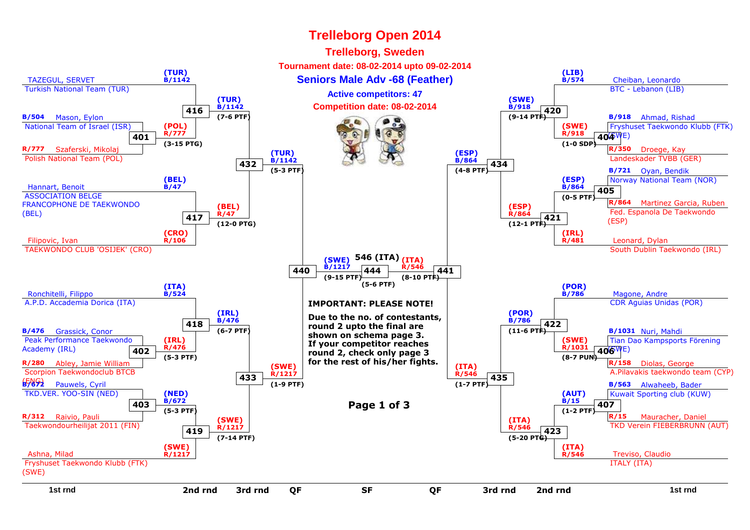# Trelleborg Open 2014

## Trelleborg, Sweden

**Tournament date: 08-02-2014 upto 09-02-2014**

## Seniors Male Adv -68 (Feather)

**Active competitors: 47**

**Competition date: 08-02-2014**

### Left half of bracket

**1st round**

- TAZEGUL, SERVET — Turkish National Team (TUR)
- B/504 Mason, Eylon — National Team of Israel (ISR)
- R/777 Szaferski, Mikolaj — Polish National Team (POL)
- Hannart, Benoit — ASSOCIATION BELGE FRANCOPHONE DE TAEKWONDO (BEL)
- Filipovic, Ivan — TAEKWONDO CLUB 'OSIJEK' (CRO)
- Ronchitelli, Filippo — A.P.D. Accademia Dorica (ITA)
- B/476 Grassick, Conor — Peak Performance Taekwondo Academy (IRL)
- R/280 Abley, Jamie William — Scorpion Taekwondoclub BTCB (ENG)
- B/672 Pauwels, Cyril — TKD.VER. YOO-SIN (NED)
- R/312 Raivio, Pauli — Taekwondourheilijat 2011 (FIN)
- Ashna, Milad — Fryshuset Taekwondo Klubb (FTK) (SWE)

**Matches**

| Match | Blue | Red | Winner | Score |
|---|---|---|---|---|
| 401 | B/504 Mason, Eylon (ISR) | R/777 Szaferski, Mikolaj (POL) | (POL) R/777 | 3-15 PTG |
| 416 | (TUR) B/1142 | (POL) R/777 | (TUR) B/1142 | 7-6 PTF |
| 417 | (BEL) B/47 | (CRO) R/106 | (BEL) R/47 | 12-0 PTG |
| 432 | (TUR) B/1142 | (BEL) R/47 | (TUR) B/1142 | 5-3 PTF |
| 402 | B/476 Grassick, Conor (IRL) | R/280 Abley, Jamie William (ENG) | (IRL) R/476 | 5-3 PTF |
| 418 | (ITA) B/524 | (IRL) R/476 | (IRL) B/476 | 6-7 PTF |
| 403 | B/672 Pauwels, Cyril (NED) | R/312 Raivio, Pauli (FIN) | (NED) B/672 | 5-3 PTF |
| 419 | (NED) B/672 | (SWE) R/1217 | (SWE) R/1217 | 7-14 PTF |
| 433 | (IRL) B/476 | (SWE) R/1217 | (SWE) R/1217 | 1-9 PTF |
| 440 | (TUR) B/1142 | (SWE) R/1217 | (SWE) B/1217 | 9-15 PTF |

### Right half of bracket

**1st round**

- Cheiban, Leonardo — BTC - Lebanon (LIB)
- B/918 Ahmad, Rishad — Fryshuset Taekwondo Klubb (FTK) (SWE)
- R/350 Droege, Kay — Landeskader TVBB (GER)
- B/721 Oyan, Bendik — Norway National Team (NOR)
- R/864 Martinez Garcia, Ruben — Fed. Espanola De Taekwondo (ESP)
- Leonard, Dylan — South Dublin Taekwondo (IRL)
- Magone, Andre — CDR Aguias Unidas (POR)
- B/1031 Nuri, Mahdi — Tian Dao Kampsports Förening (SWE)
- R/158 Diolas, George — A.Pilavakis taekwondo team (CYP)
- B/563 Alwaheeb, Bader — Kuwait Sporting club (KUW)
- R/15 Mauracher, Daniel — TKD Verein FIEBERBRUNN (AUT)
- Treviso, Claudio — ITALY (ITA)

**Matches**

| Match | Blue | Red | Winner | Score |
|---|---|---|---|---|
| 404 | B/918 Ahmad, Rishad (SWE) | R/350 Droege, Kay (GER) | (SWE) R/918 | 1-0 SDP |
| 420 | (LIB) B/574 | (SWE) R/918 | (SWE) B/918 | 9-14 PTF |
| 405 | B/721 Oyan, Bendik (NOR) | R/864 Martinez Garcia, Ruben (ESP) | (ESP) B/864 | 0-5 PTF |
| 421 | (ESP) B/864 | (IRL) R/481 | (ESP) R/864 | 12-1 PTF |
| 434 | (SWE) B/918 | (ESP) R/864 | (ESP) B/864 | 4-8 PTF |
| 406 | B/1031 Nuri, Mahdi (SWE) | R/158 Diolas, George (CYP) | (SWE) R/1031 | 8-7 PUN |
| 422 | (POR) B/786 | (SWE) R/1031 | (POR) B/786 | 11-6 PTF |
| 407 | B/563 Alwaheeb, Bader (KUW) | R/15 Mauracher, Daniel (AUT) | (AUT) B/15 | 1-2 PTF |
| 423 | (AUT) B/15 | (ITA) R/546 | (ITA) R/546 | 5-20 PTG |
| 435 | (POR) B/786 | (ITA) R/546 | (ITA) R/546 | 1-7 PTF |
| 441 | (ESP) B/864 | (ITA) R/546 | (ITA) R/546 | 8-10 PTF |

### Semi-final

| Match | Blue | Red | Winner | Score |
|---|---|---|---|---|
| 444 | (SWE) B/1217 | (ITA) R/546 | 546 (ITA) | 5-6 PTF |

**IMPORTANT: PLEASE NOTE!**

**Due to the no. of contestants, round 2 upto the final are shown on schema page 3. If your competitor reaches round 2, check only page 3 for the rest of his/her fights.**

1st rnd | 2nd rnd | 3rd rnd | QF | SF | QF | 3rd rnd | 2nd rnd | 1st rnd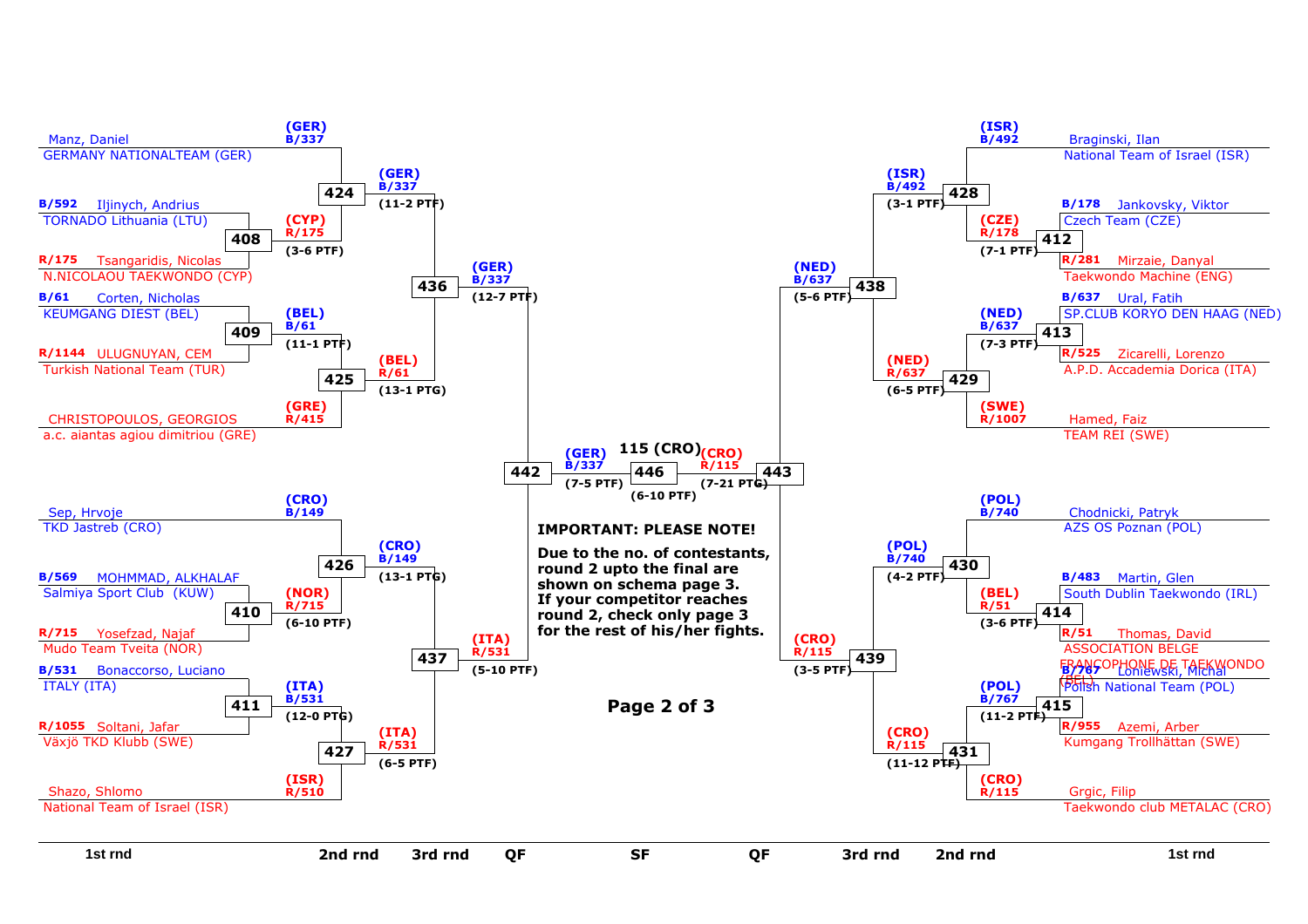## Left half

### 1st rnd / 2nd rnd / 3rd rnd / QF

| Match | Blue | Red | Winner | Score |
|---|---|---|---|---|
| 408 | B/592 Iljinych, Andrius – TORNADO Lithuania (LTU) | R/175 Tsangaridis, Nicolas – N.NICOLAOU TAEKWONDO (CYP) | (CYP) R/175 | (3-6 PTF) |
| 424 | (GER) B/337 Manz, Daniel – GERMANY NATIONALTEAM (GER) | (CYP) R/175 | (GER) B/337 | (11-2 PTF) |
| 409 | B/61 Corten, Nicholas – KEUMGANG DIEST (BEL) | R/1144 ULUGNUYAN, CEM – Turkish National Team (TUR) | (BEL) B/61 | (11-1 PTF) |
| 425 | (BEL) B/61 | (GRE) R/415 CHRISTOPOULOS, GEORGIOS – a.c. aiantas agiou dimitriou (GRE) | (BEL) R/61 | (13-1 PTG) |
| 436 | (GER) B/337 | (BEL) R/61 | (GER) B/337 | (12-7 PTF) |
| 410 | B/569 MOHMMAD, ALKHALAF – Salmiya Sport Club (KUW) | R/715 Yosefzad, Najaf – Mudo Team Tveita (NOR) | (NOR) R/715 | (6-10 PTF) |
| 426 | (CRO) B/149 Sep, Hrvoje – TKD Jastreb (CRO) | (NOR) R/715 | (CRO) B/149 | (13-1 PTG) |
| 411 | B/531 Bonaccorso, Luciano – ITALY (ITA) | R/1055 Soltani, Jafar – Växjö TKD Klubb (SWE) | (ITA) B/531 | (12-0 PTG) |
| 427 | (ITA) B/531 | (ISR) R/510 Shazo, Shlomo – National Team of Israel (ISR) | (ITA) R/531 | (6-5 PTF) |
| 437 | (CRO) B/149 | (ITA) R/531 | (ITA) R/531 | (5-10 PTF) |
| 442 | (GER) B/337 | (ITA) R/531 | (GER) B/337 | (7-5 PTF) |

## Right half

| Match | Blue | Red | Winner | Score |
|---|---|---|---|---|
| 412 | B/178 Jankovsky, Viktor – Czech Team (CZE) | R/281 Mirzaie, Danyal – Taekwondo Machine (ENG) | (CZE) R/178 | (7-1 PTF) |
| 428 | (ISR) B/492 Braginski, Ilan – National Team of Israel (ISR) | (CZE) R/178 | (ISR) B/492 | (3-1 PTF) |
| 413 | B/637 Ural, Fatih – SP.CLUB KORYO DEN HAAG (NED) | R/525 Zicarelli, Lorenzo – A.P.D. Accademia Dorica (ITA) | (NED) B/637 | (7-3 PTF) |
| 429 | (NED) B/637 | (SWE) R/1007 Hamed, Faiz – TEAM REI (SWE) | (NED) R/637 | (6-5 PTF) |
| 438 | (ISR) B/492 | (NED) R/637 | (NED) B/637 | (5-6 PTF) |
| 414 | B/483 Martin, Glen – South Dublin Taekwondo (IRL) | R/51 Thomas, David – ASSOCIATION BELGE FRANCOPHONE DE TAEKWONDO (BEL) | (BEL) R/51 | (3-6 PTF) |
| 430 | (POL) B/740 Chodnicki, Patryk – AZS OS Poznan (POL) | (BEL) R/51 | (POL) B/740 | (4-2 PTF) |
| 415 | B/767 Loniewski, Michal – Polish National Team (POL) | R/955 Azemi, Arber – Kumgang Trollhättan (SWE) | (POL) B/767 | (11-2 PTF) |
| 431 | (POL) B/767 | (CRO) R/115 Grgic, Filip – Taekwondo club METALAC (CRO) | (CRO) R/115 | (11-12 PTF) |
| 439 | (POL) B/740 | (CRO) R/115 | (CRO) R/115 | (3-5 PTF) |
| 443 | (NED) B/637 | (CRO) R/115 | (CRO) R/115 | (7-21 PTG) |

## SF

| Match | Blue | Red | Winner | Score |
|---|---|---|---|---|
| 446 | (GER) B/337 | (CRO) R/115 | 115 (CRO) | (6-10 PTF) |

**IMPORTANT: PLEASE NOTE!**

**Due to the no. of contestants, round 2 upto the final are shown on schema page 3. If your competitor reaches round 2, check only page 3 for the rest of his/her fights.**

1st rnd | 2nd rnd | 3rd rnd | QF | SF | QF | 3rd rnd | 2nd rnd | 1st rnd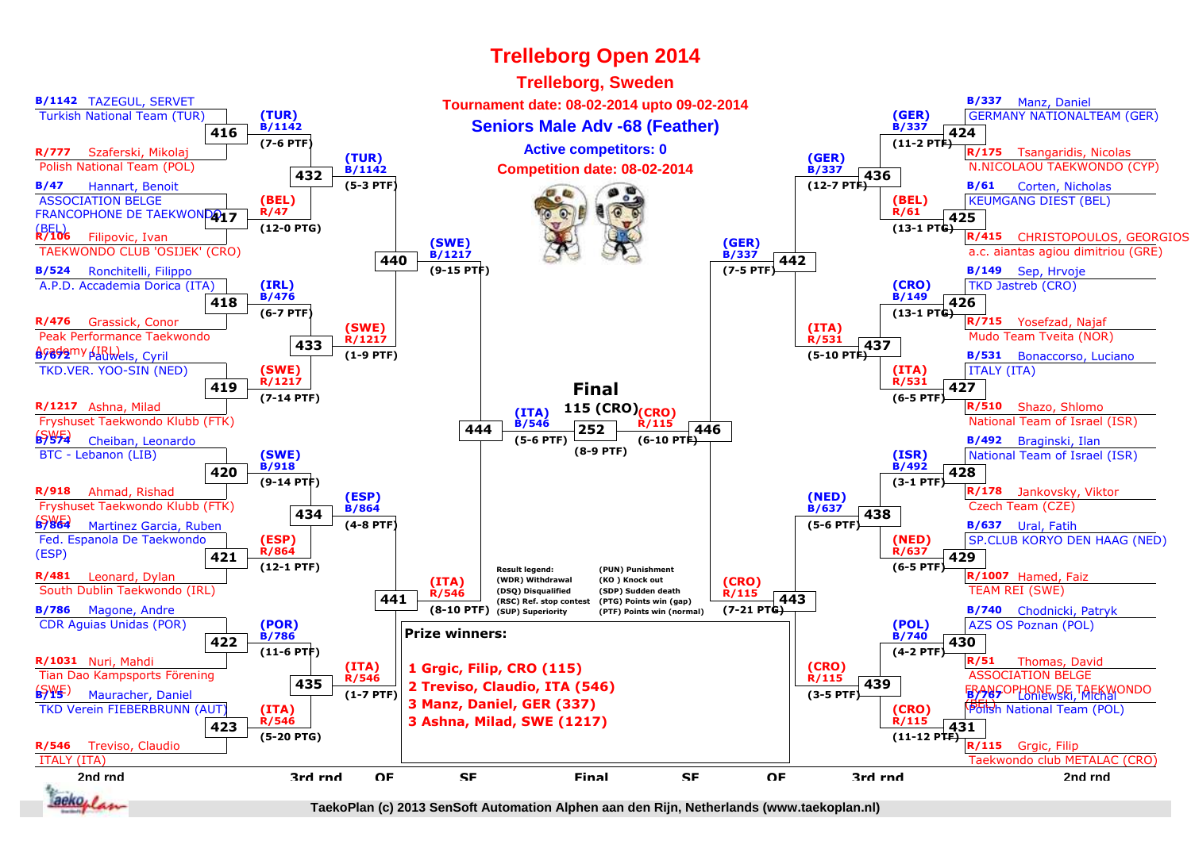# Trelleborg Open 2014

## Trelleborg, Sweden

**Tournament date: 08-02-2014 upto 09-02-2014**

## Seniors Male Adv -68 (Feather)

**Active competitors: 0**

**Competition date: 08-02-2014**

### 2nd rnd (left side)

| Match | Blue | Red | Winner | Score |
|---|---|---|---|---|
| 416 | B/1142 TAZEGUL, SERVET – Turkish National Team (TUR) | R/777 Szaferski, Mikolaj – Polish National Team (POL) | (TUR) B/1142 | (7-6 PTF) |
| 417 | B/47 Hannart, Benoit – ASSOCIATION BELGE FRANCOPHONE DE TAEKWONDO (BEL) | R/106 Filipovic, Ivan – TAEKWONDO CLUB 'OSIJEK' (CRO) | (BEL) R/47 | (12-0 PTG) |
| 418 | B/524 Ronchitelli, Filippo – A.P.D. Accademia Dorica (ITA) | R/476 Grassick, Conor – Peak Performance Taekwondo Academy (IRL) | (IRL) B/476 | (6-7 PTF) |
| 419 | B/672 Pauwels, Cyril – TKD.VER. YOO-SIN (NED) | R/1217 Ashna, Milad – Fryshuset Taekwondo Klubb (FTK) (SWE) | (SWE) R/1217 | (7-14 PTF) |
| 420 | B/574 Cheiban, Leonardo – BTC - Lebanon (LIB) | R/918 Ahmad, Rishad – Fryshuset Taekwondo Klubb (FTK) (SWE) | (SWE) B/918 | (9-14 PTF) |
| 421 | B/864 Martinez Garcia, Ruben – Fed. Espanola De Taekwondo (ESP) | R/481 Leonard, Dylan – South Dublin Taekwondo (IRL) | (ESP) R/864 | (12-1 PTF) |
| 422 | B/786 Magone, Andre – CDR Aguias Unidas (POR) | R/1031 Nuri, Mahdi – Tian Dao Kampsports Förening (SWE) | (POR) B/786 | (11-6 PTF) |
| 423 | B/15 Mauracher, Daniel – TKD Verein FIEBERBRUNN (AUT) | R/546 Treviso, Claudio – ITALY (ITA) | (ITA) R/546 | (5-20 PTG) |

### 3rd rnd (left side)

| Match | Winner | Score |
|---|---|---|
| 432 | (TUR) B/1142 | (5-3 PTF) |
| 433 | (SWE) R/1217 | (1-9 PTF) |
| 434 | (ESP) B/864 | (4-8 PTF) |
| 435 | (ITA) R/546 | (1-7 PTF) |

### QF (left side)

| Match | Winner | Score |
|---|---|---|
| 440 | (SWE) B/1217 | (9-15 PTF) |
| 441 | (ITA) R/546 | (8-10 PTF) |

### SF (left side)

| Match | Winner | Score |
|---|---|---|
| 444 | (ITA) B/546 | (5-6 PTF) |

### 2nd rnd (right side)

| Match | Blue | Red | Winner | Score |
|---|---|---|---|---|
| 424 | B/337 Manz, Daniel – GERMANY NATIONALTEAM (GER) | R/175 Tsangaridis, Nicolas – N.NICOLAOU TAEKWONDO (CYP) | (GER) B/337 | (11-2 PTF) |
| 425 | B/61 Corten, Nicholas – KEUMGANG DIEST (BEL) | R/415 CHRISTOPOULOS, GEORGIOS – a.c. aiantas agiou dimitriou (GRE) | (BEL) R/61 | (13-1 PTG) |
| 426 | B/149 Sep, Hrvoje – TKD Jastreb (CRO) | R/715 Yosefzad, Najaf – Mudo Team Tveita (NOR) | (CRO) B/149 | (13-1 PTG) |
| 427 | B/531 Bonaccorso, Luciano – ITALY (ITA) | R/510 Shazo, Shlomo – National Team of Israel (ISR) | (ITA) R/531 | (6-5 PTF) |
| 428 | B/492 Braginski, Ilan – National Team of Israel (ISR) | R/178 Jankovsky, Viktor – Czech Team (CZE) | (ISR) B/492 | (3-1 PTF) |
| 429 | B/637 Ural, Fatih – SP.CLUB KORYO DEN HAAG (NED) | R/1007 Hamed, Faiz – TEAM REI (SWE) | (NED) R/637 | (6-5 PTF) |
| 430 | B/740 Chodnicki, Patryk – AZS OS Poznan (POL) | R/51 Thomas, David – ASSOCIATION BELGE FRANCOPHONE DE TAEKWONDO (BEL) | (POL) B/740 | (4-2 PTF) |
| 431 | B/767 Loniewski, Michal – Polish National Team (POL) | R/115 Grgic, Filip – Taekwondo club METALAC (CRO) | (CRO) R/115 | (11-12 PTF) |

### 3rd rnd (right side)

| Match | Winner | Score |
|---|---|---|
| 436 | (GER) B/337 | (12-7 PTF) |
| 437 | (ITA) R/531 | (5-10 PTF) |
| 438 | (NED) B/637 | (5-6 PTF) |
| 439 | (CRO) R/115 | (3-5 PTF) |

### QF (right side)

| Match | Winner | Score |
|---|---|---|
| 442 | (GER) B/337 | (7-5 PTF) |
| 443 | (CRO) R/115 | (7-21 PTG) |

### SF (right side)

| Match | Winner | Score |
|---|---|---|
| 446 | (CRO) R/115 | (6-10 PTF) |

### Final

| Match | Winner | Score |
|---|---|---|
| 252 | 115 (CRO) | (8-9 PTF) |

**Result legend:**

- (WDR) Withdrawal
- (DSQ) Disqualified
- (RSC) Ref. stop contest
- (SUP) Superiority
- (PUN) Punishment
- (KO ) Knock out
- (SDP) Sudden death
- (PTG) Points win (gap)
- (PTF) Points win (normal)

**Prize winners:**

1 Grgic, Filip, CRO (115)
2 Treviso, Claudio, ITA (546)
3 Manz, Daniel, GER (337)
3 Ashna, Milad, SWE (1217)

TaekoPlan (c) 2013 SenSoft Automation Alphen aan den Rijn, Netherlands (www.taekoplan.nl)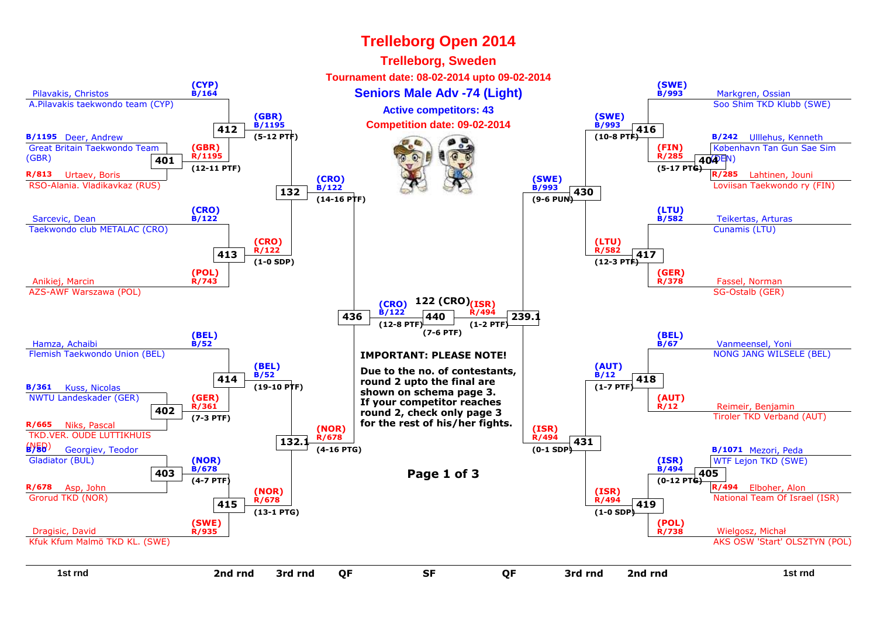# Trelleborg Open 2014

## Trelleborg, Sweden

**Tournament date: 08-02-2014 upto 09-02-2014**

### Seniors Male Adv -74 (Light)

**Active competitors: 43**

**Competition date: 09-02-2014**

## Left side of bracket

**1st rnd**

- Pilavakis, Christos — A.Pilavakis taekwondo team (CYP)
- B/1195 Deer, Andrew — Great Britain Taekwondo Team (GBR)
- R/813 Urtaev, Boris — RSO-Alania. Vladikavkaz (RUS)
- Sarcevic, Dean — Taekwondo club METALAC (CRO)
- Anikiej, Marcin — AZS-AWF Warszawa (POL)
- Hamza, Achaibi — Flemish Taekwondo Union (BEL)
- B/361 Kuss, Nicolas — NWTU Landeskader (GER)
- R/665 Niks, Pascal — TKD.VER. OUDE LUTTIKHUIS (NED)
- B/80 Georgiev, Teodor — Gladiator (BUL)
- R/678 Asp, John — Grorud TKD (NOR)
- Dragisic, David — Kfuk Kfum Malmö TKD KL. (SWE)

**Fights**

- 401: (GBR) R/1195 (12-11 PTF)
- 402: (GER) R/361 (7-3 PTF)
- 403: (NOR) B/678 (4-7 PTF)
- 412: (CYP) B/164 vs (GBR) R/1195 → (GBR) B/1195 (5-12 PTF)
- 413: (CRO) B/122 vs (POL) R/743 → (CRO) R/122 (1-0 SDP)
- 414: (BEL) B/52 vs (GER) R/361 → (BEL) B/52 (19-10 PTF)
- 415: (NOR) B/678 vs (SWE) R/935 → (NOR) R/678 (13-1 PTG)
- 132: (GBR) B/1195 vs (CRO) R/122 → (CRO) B/122 (14-16 PTF)
- 132.1: (BEL) B/52 vs (NOR) R/678 → (NOR) R/678 (4-16 PTG)
- 436 (QF): (CRO) B/122 (12-8 PTF)

## Right side of bracket

**1st rnd**

- Markgren, Ossian — Soo Shim TKD Klubb (SWE)
- B/242 Ulllehus, Kenneth — København Tan Gun Sae Sim (DEN)
- R/285 Lahtinen, Jouni — Loviisan Taekwondo ry (FIN)
- Teikertas, Arturas — Cunamis (LTU)
- Fassel, Norman — SG-Ostalb (GER)
- Vanmeensel, Yoni — NONG JANG WILSELE (BEL)
- Reimeir, Benjamin — Tiroler TKD Verband (AUT)
- B/1071 Mezori, Peda — WTF Lejon TKD (SWE)
- R/494 Elboher, Alon — National Team Of Israel (ISR)
- Wielgosz, Michał — AKS OSW 'Start' OLSZTYN (POL)

**Fights**

- 404: (FIN) R/285 (5-17 PTG)
- 405: (ISR) B/494 (0-12 PTG)
- 416: (SWE) B/993 vs (FIN) R/285 → (SWE) B/993 (10-8 PTF)
- 417: (LTU) B/582 vs (GER) R/378 → (LTU) R/582 (12-3 PTF)
- 418: (BEL) B/67 vs (AUT) R/12 → (AUT) B/12 (1-7 PTF)
- 419: (ISR) B/494 vs (POL) R/738 → (ISR) R/494 (1-0 SDP)
- 430: (SWE) B/993 vs (LTU) R/582 → (SWE) B/993 (9-6 PUN)
- 431: (AUT) B/12 vs (ISR) R/494 → (ISR) R/494 (0-1 SDP)
- 239.1 (QF): (ISR) R/494 (1-2 PTF)

## Semi-final

- 440: (CRO) B/122 vs (ISR) R/494 → 122 (CRO) (7-6 PTF)

**IMPORTANT: PLEASE NOTE!**

**Due to the no. of contestants, round 2 upto the final are shown on schema page 3. If your competitor reaches round 2, check only page 3 for the rest of his/her fights.**

**Page 1 of 3**

1st rnd | 2nd rnd | 3rd rnd | QF | SF | QF | 3rd rnd | 2nd rnd | 1st rnd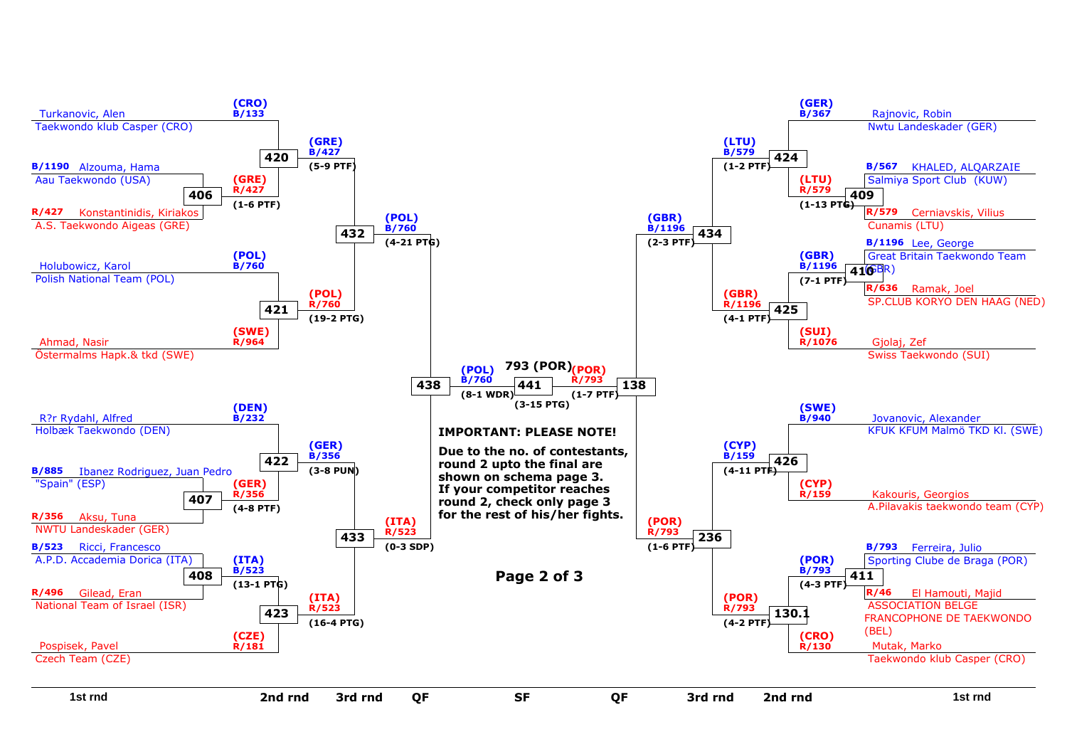## 1st rnd / 2nd rnd / 3rd rnd / QF / SF / QF / 3rd rnd / 2nd rnd / 1st rnd

### Left side

**Match 420**: Turkanovic, Alen – Taekwondo klub Casper (CRO) (B/133, CRO) vs winner of 406 (R/427, GRE) → (GRE) B/427 (5-9 PTF)

**Match 406**: B/1190 Alzouma, Hama – Aau Taekwondo (USA) vs R/427 Konstantinidis, Kiriakos – A.S. Taekwondo Aigeas (GRE) → (GRE) R/427 (1-6 PTF)

**Match 421**: Holubowicz, Karol – Polish National Team (POL) (B/760, POL) vs Ahmad, Nasir – Östermalms Hapk.& tkd (SWE) (R/964, SWE) → (POL) R/760 (19-2 PTG)

**Match 432**: (GRE) B/427 vs (POL) R/760 → (POL) B/760 (4-21 PTG)

**Match 422**: R?r Rydahl, Alfred – Holbæk Taekwondo (DEN) (B/232, DEN) vs winner of 407 (R/356, GER) → (GER) B/356 (3-8 PUN)

**Match 407**: B/885 Ibanez Rodriguez, Juan Pedro – "Spain" (ESP) vs R/356 Aksu, Tuna – NWTU Landeskader (GER) → (GER) R/356 (4-8 PTF)

**Match 408**: B/523 Ricci, Francesco – A.P.D. Accademia Dorica (ITA) vs R/496 Gilead, Eran – National Team of Israel (ISR) → (ITA) B/523 (13-1 PTG)

**Match 423**: (ITA) B/523 vs Pospisek, Pavel – Czech Team (CZE) (R/181, CZE) → (ITA) R/523 (16-4 PTG)

**Match 433**: (GER) B/356 vs (ITA) R/523 → (ITA) R/523 (0-3 SDP)

**Match 438 (QF)**: (POL) B/760 vs (ITA) R/523 → (POL) B/760 (8-1 WDR)

### Semifinal

**Match 441**: (POL) B/760 vs (POR) R/793 → **793 (POR)** (3-15 PTG)

### Right side

**Match 424**: Rajnovic, Robin – Nwtu Landeskader (GER) (B/367, GER) vs winner of 409 (R/579, LTU) → (LTU) B/579 (1-2 PTF)

**Match 409**: B/567 KHALED, ALQARZAIE – Salmiya Sport Club (KUW) vs R/579 Cerniavskis, Vilius – Cunamis (LTU) → (LTU) R/579 (1-13 PTG)

**Match 410**: B/1196 Lee, George – Great Britain Taekwondo Team (GBR) vs R/636 Ramak, Joel – SP.CLUB KORYO DEN HAAG (NED) → (GBR) B/1196 (7-1 PTF)

**Match 425**: (GBR) B/1196 vs Gjolaj, Zef – Swiss Taekwondo (SUI) (R/1076, SUI) → (GBR) R/1196 (4-1 PTF)

**Match 434**: (LTU) B/579 vs (GBR) R/1196 → (GBR) B/1196 (2-3 PTF)

**Match 426**: Jovanovic, Alexander – KFUK KFUM Malmö TKD Kl. (SWE) (B/940, SWE) vs Kakouris, Georgios – A.Pilavakis taekwondo team (CYP) (R/159, CYP) → (CYP) B/159 (4-11 PTF)

**Match 411**: B/793 Ferreira, Julio – Sporting Clube de Braga (POR) vs R/46 El Hamouti, Majid – ASSOCIATION BELGE FRANCOPHONE DE TAEKWONDO (BEL) → (POR) B/793 (4-3 PTF)

**Match 130.1**: (POR) B/793 vs Mutak, Marko – Taekwondo klub Casper (CRO) (R/130, CRO) → (POR) R/793 (4-2 PTF)

**Match 236**: (CYP) B/159 vs (POR) R/793 → (POR) R/793 (1-6 PTF)

**Match 138 (QF)**: (GBR) B/1196 vs (POR) R/793 → (POR) R/793 (1-7 PTF)

**IMPORTANT: PLEASE NOTE!**

**Due to the no. of contestants, round 2 upto the final are shown on schema page 3. If your competitor reaches round 2, check only page 3 for the rest of his/her fights.**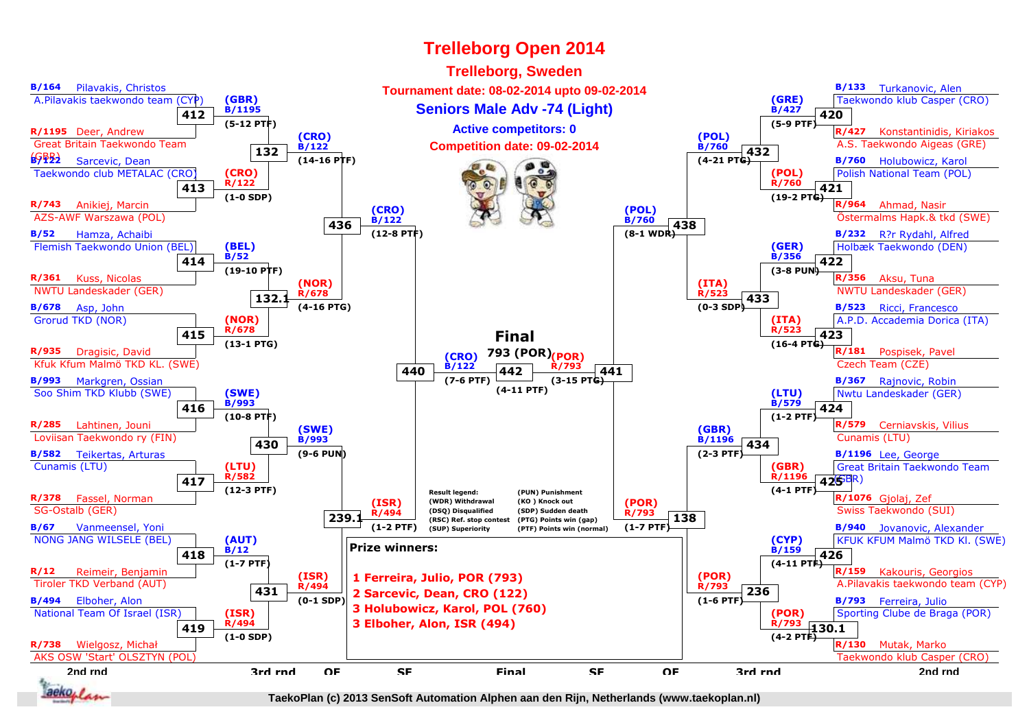# Trelleborg Open 2014

## Trelleborg, Sweden

**Tournament date: 08-02-2014 upto 09-02-2014**

## Seniors Male Adv -74 (Light)

**Active competitors: 0**

**Competition date: 09-02-2014**

### 2nd round (left side)

| Match | Blue | Red | Winner | Result |
|---|---|---|---|---|
| 412 | B/164 Pilavakis, Christos – A.Pilavakis taekwondo team (CYP) | R/1195 Deer, Andrew – Great Britain Taekwondo Team (GBR) | (GBR) B/1195 | (5-12 PTF) |
| 413 | B/122 Sarcevic, Dean – Taekwondo club METALAC (CRO) | R/743 Anikiej, Marcin – AZS-AWF Warszawa (POL) | (CRO) R/122 | (1-0 SDP) |
| 414 | B/52 Hamza, Achaibi – Flemish Taekwondo Union (BEL) | R/361 Kuss, Nicolas – NWTU Landeskader (GER) | (BEL) B/52 | (19-10 PTF) |
| 415 | B/678 Asp, John – Grorud TKD (NOR) | R/935 Dragisic, David – Kfuk Kfum Malmö TKD KL. (SWE) | (NOR) R/678 | (13-1 PTG) |
| 416 | B/993 Markgren, Ossian – Soo Shim TKD Klubb (SWE) | R/285 Lahtinen, Jouni – Loviisan Taekwondo ry (FIN) | (SWE) B/993 | (10-8 PTF) |
| 417 | B/582 Teikertas, Arturas – Cunamis (LTU) | R/378 Fassel, Norman – SG-Ostalb (GER) | (LTU) R/582 | (12-3 PTF) |
| 418 | B/67 Vanmeensel, Yoni – NONG JANG WILSELE (BEL) | R/12 Reimeir, Benjamin – Tiroler TKD Verband (AUT) | (AUT) B/12 | (1-7 PTF) |
| 419 | B/494 Elboher, Alon – National Team Of Israel (ISR) | R/738 Wielgosz, Michał – AKS OSW 'Start' OLSZTYN (POL) | (ISR) R/494 | (1-0 SDP) |

### 2nd round (right side)

| Match | Blue | Red | Winner | Result |
|---|---|---|---|---|
| 420 | B/133 Turkanovic, Alen – Taekwondo klub Casper (CRO) | R/427 Konstantinidis, Kiriakos – A.S. Taekwondo Aigeas (GRE) | (GRE) B/427 | (5-9 PTF) |
| 421 | B/760 Holubowicz, Karol – Polish National Team (POL) | R/964 Ahmad, Nasir – Östermalms Hapk.& tkd (SWE) | (POL) R/760 | (19-2 PTG) |
| 422 | B/232 R?r Rydahl, Alfred – Holbæk Taekwondo (DEN) | R/356 Aksu, Tuna – NWTU Landeskader (GER) | (GER) B/356 | (3-8 PUN) |
| 423 | B/523 Ricci, Francesco – A.P.D. Accademia Dorica (ITA) | R/181 Pospisek, Pavel – Czech Team (CZE) | (ITA) R/523 | (16-4 PTG) |
| 424 | B/367 Rajnovic, Robin – Nwtu Landeskader (GER) | R/579 Cerniavskis, Vilius – Cunamis (LTU) | (LTU) B/579 | (1-2 PTF) |
| 425 | B/1196 Lee, George – Great Britain Taekwondo Team (GBR) | R/1076 Gjolaj, Zef – Swiss Taekwondo (SUI) | (GBR) R/1196 | (4-1 PTF) |
| 426 | B/940 Jovanovic, Alexander – KFUK KFUM Malmö TKD Kl. (SWE) | R/159 Kakouris, Georgios – A.Pilavakis taekwondo team (CYP) | (CYP) B/159 | (4-11 PTF) |
| 130.1 | B/793 Ferreira, Julio – Sporting Clube de Braga (POR) | R/130 Mutak, Marko – Taekwondo klub Casper (CRO) | (POR) R/793 | (4-2 PTF) |

### 3rd round

| Match | Winner | Result |
|---|---|---|
| 132 | (CRO) B/122 | (14-16 PTF) |
| 132.1 | (NOR) R/678 | (4-16 PTG) |
| 430 | (SWE) B/993 | (9-6 PUN) |
| 431 | (ISR) R/494 | (0-1 SDP) |
| 432 | (POL) B/760 | (4-21 PTG) |
| 433 | (ITA) R/523 | (0-3 SDP) |
| 434 | (GBR) B/1196 | (2-3 PTF) |
| 236 | (POR) R/793 | (1-6 PTF) |

### QF

| Match | Winner | Result |
|---|---|---|
| 436 | (CRO) B/122 | (12-8 PTF) |
| 239.1 | (ISR) R/494 | (1-2 PTF) |
| 438 | (POL) B/760 | (8-1 WDR) |
| 138 | (POR) R/793 | (1-7 PTF) |

### SF

| Match | Winner | Result |
|---|---|---|
| 440 | (CRO) B/122 | (7-6 PTF) |
| 441 | (POR) R/793 | (3-15 PTG) |

### Final

| Match | Winner | Result |
|---|---|---|
| 442 | 793 (POR) | (4-11 PTF) |

**Result legend:**

- (WDR) Withdrawal
- (DSQ) Disqualified
- (RSC) Ref. stop contest
- (SUP) Superiority
- (PUN) Punishment
- (KO) Knock out
- (SDP) Sudden death
- (PTG) Points win (gap)
- (PTF) Points win (normal)

**Prize winners:**

1 Ferreira, Julio, POR (793)
2 Sarcevic, Dean, CRO (122)
3 Holubowicz, Karol, POL (760)
3 Elboher, Alon, ISR (494)

TaekoPlan (c) 2013 SenSoft Automation Alphen aan den Rijn, Netherlands (www.taekoplan.nl)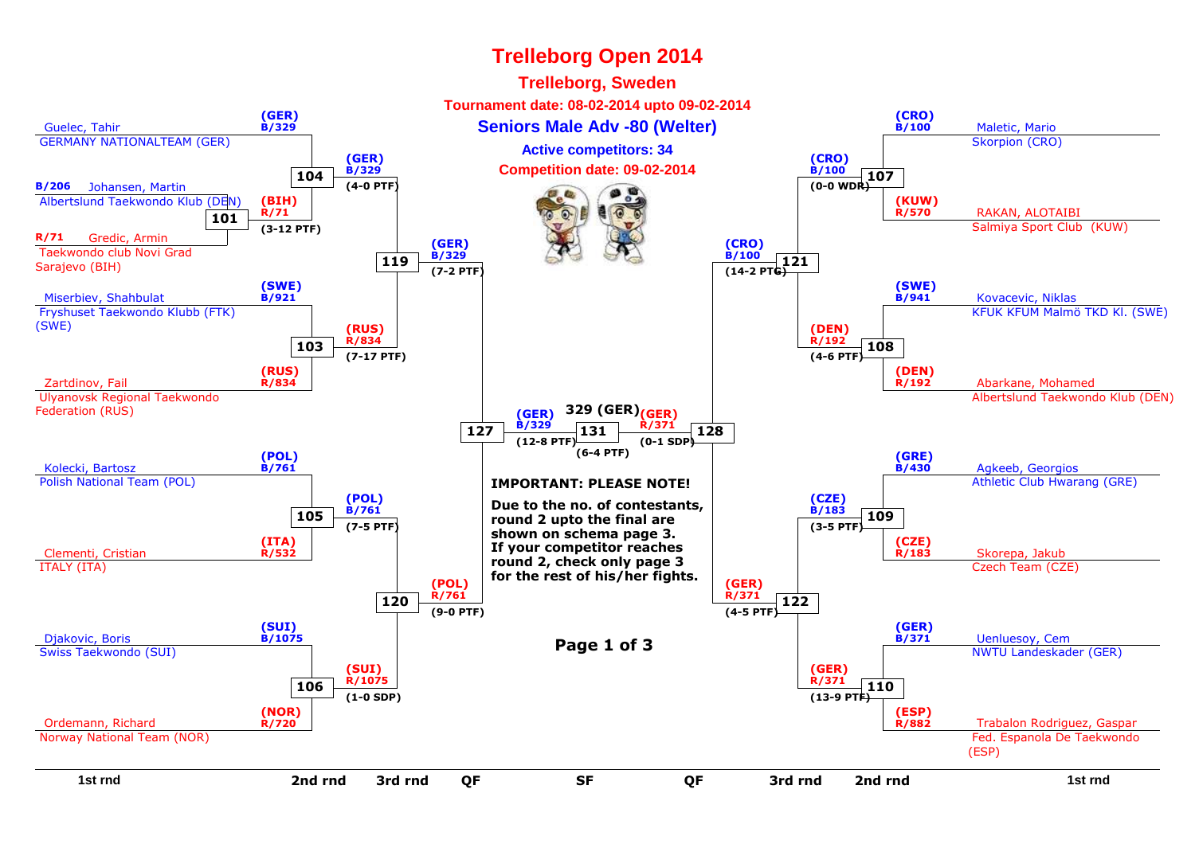# Trelleborg Open 2014

## Trelleborg, Sweden

**Tournament date: 08-02-2014 upto 09-02-2014**

## Seniors Male Adv -80 (Welter)

**Active competitors: 34**

**Competition date: 09-02-2014**

### Left side of bracket

**1st rnd**

- Guelec, Tahir — GERMANY NATIONALTEAM (GER) — (GER) B/329
- B/206 Johansen, Martin — Albertslund Taekwondo Klub (DEN)
- R/71 Gredic, Armin — Taekwondo club Novi Grad Sarajevo (BIH)
- Match 101: (BIH) R/71 (3-12 PTF)
- Miserbiev, Shahbulat — Fryshuset Taekwondo Klubb (FTK) (SWE) — (SWE) B/921
- Zartdinov, Fail — Ulyanovsk Regional Taekwondo Federation (RUS) — (RUS) R/834
- Kolecki, Bartosz — Polish National Team (POL) — (POL) B/761
- Clementi, Cristian — ITALY (ITA) — (ITA) R/532
- Djakovic, Boris — Swiss Taekwondo (SUI) — (SUI) B/1075
- Ordemann, Richard — Norway National Team (NOR) — (NOR) R/720

**2nd rnd**

- Match 104: (GER) B/329 (4-0 PTF)
- Match 103: (RUS) R/834 (7-17 PTF)
- Match 105: (POL) B/761 (7-5 PTF)
- Match 106: (SUI) R/1075 (1-0 SDP)

**3rd rnd**

- Match 119: (GER) B/329 (7-2 PTF)
- Match 120: (POL) R/761 (9-0 PTF)

**QF**

- Match 127: (GER) B/329 (12-8 PTF)

### Right side of bracket

**1st rnd**

- Maletic, Mario — Skorpion (CRO) — (CRO) B/100
- RAKAN, ALOTAIBI — Salmiya Sport Club (KUW) — (KUW) R/570
- Kovacevic, Niklas — KFUK KFUM Malmö TKD Kl. (SWE) — (SWE) B/941
- Abarkane, Mohamed — Albertslund Taekwondo Klub (DEN) — (DEN) R/192
- Agkeeb, Georgios — Athletic Club Hwarang (GRE) — (GRE) B/430
- Skorepa, Jakub — Czech Team (CZE) — (CZE) R/183
- Uenluesoy, Cem — NWTU Landeskader (GER) — (GER) B/371
- Trabalon Rodriguez, Gaspar — Fed. Espanola De Taekwondo (ESP) — (ESP) R/882

**2nd rnd**

- Match 107: (CRO) B/100 (0-0 WDR)
- Match 108: (DEN) R/192 (4-6 PTF)
- Match 109: (CZE) B/183 (3-5 PTF)
- Match 110: (GER) R/371 (13-9 PTF)

**3rd rnd**

- Match 121: (CRO) B/100 (14-2 PTG)
- Match 122: (GER) R/371 (4-5 PTF)

**QF**

- Match 128: (GER) R/371 (0-1 SDP)

### SF

- Match 131: 329 (GER) (6-4 PTF)

**IMPORTANT: PLEASE NOTE!**

**Due to the no. of contestants, round 2 upto the final are shown on schema page 3. If your competitor reaches round 2, check only page 3 for the rest of his/her fights.**

1st rnd | 2nd rnd | 3rd rnd | QF | SF | QF | 3rd rnd | 2nd rnd | 1st rnd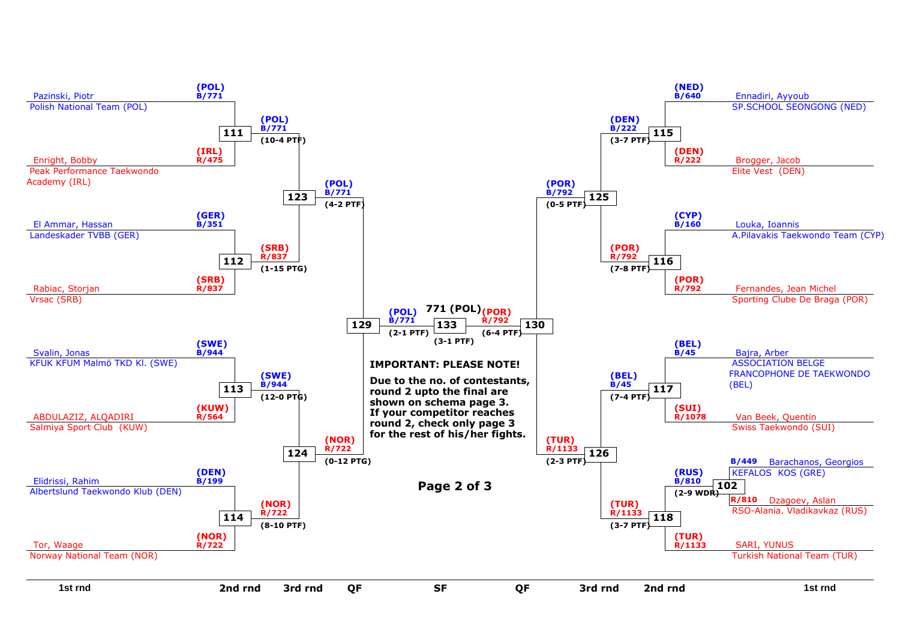**Left bracket**

| 1st rnd | 2nd rnd | 3rd rnd | QF |
|---|---|---|---|
| Pazinski, Piotr – Polish National Team (POL) – (POL) B/771 | | | |
| Enright, Bobby – Peak Performance Taekwondo Academy (IRL) – (IRL) R/475 | 111: (POL) B/771 (10-4 PTF) | | |
| El Ammar, Hassan – Landeskader TVBB (GER) – (GER) B/351 | | 123: (POL) B/771 (4-2 PTF) | |
| Rabiac, Storjan – Vrsac (SRB) – (SRB) R/837 | 112: (SRB) R/837 (1-15 PTG) | | 129: (POL) B/771 (2-1 PTF) |
| Svalin, Jonas – KFUK KFUM Malmö TKD Kl. (SWE) – (SWE) B/944 | | | |
| ABDULAZIZ, ALQADIRI – Salmiya Sport Club (KUW) – (KUW) R/564 | 113: (SWE) B/944 (12-0 PTG) | | |
| Elidrissi, Rahim – Albertslund Taekwondo Klub (DEN) – (DEN) B/199 | | 124: (NOR) R/722 (0-12 PTG) | |
| Tor, Waage – Norway National Team (NOR) – (NOR) R/722 | 114: (NOR) R/722 (8-10 PTF) | | |

**SF**

133: 771 (POL) (3-1 PTF) — (POL) B/771 vs (POR) R/792

**Right bracket**

| 1st rnd | 2nd rnd | 3rd rnd | QF |
|---|---|---|---|
| Ennadiri, Ayyoub – SP.SCHOOL SEONGONG (NED) – (NED) B/640 | | | |
| Brogger, Jacob – Elite Vest (DEN) – (DEN) R/222 | 115: (DEN) B/222 (3-7 PTF) | | |
| Louka, Ioannis – A.Pilavakis Taekwondo Team (CYP) – (CYP) B/160 | | 125: (POR) B/792 (0-5 PTF) | |
| Fernandes, Jean Michel – Sporting Clube De Braga (POR) – (POR) R/792 | 116: (POR) R/792 (7-8 PTF) | | 130: (POR) R/792 (6-4 PTF) |
| Bajra, Arber – ASSOCIATION BELGE FRANCOPHONE DE TAEKWONDO (BEL) – (BEL) B/45 | | | |
| Van Beek, Quentin – Swiss Taekwondo (SUI) – (SUI) R/1078 | 117: (BEL) B/45 (7-4 PTF) | | |
| 102: B/449 Barachanos, Georgios – KEFALOS KOS (GRE) vs R/810 Dzagoev, Aslan – RSO-Alania. Vladikavkaz (RUS) → (RUS) B/810 (2-9 WDR) | | 126: (TUR) R/1133 (2-3 PTF) | |
| SARI, YUNUS – Turkish National Team (TUR) – (TUR) R/1133 | 118: (TUR) R/1133 (3-7 PTF) | | |

**IMPORTANT: PLEASE NOTE!**

**Due to the no. of contestants, round 2 upto the final are shown on schema page 3. If your competitor reaches round 2, check only page 3 for the rest of his/her fights.**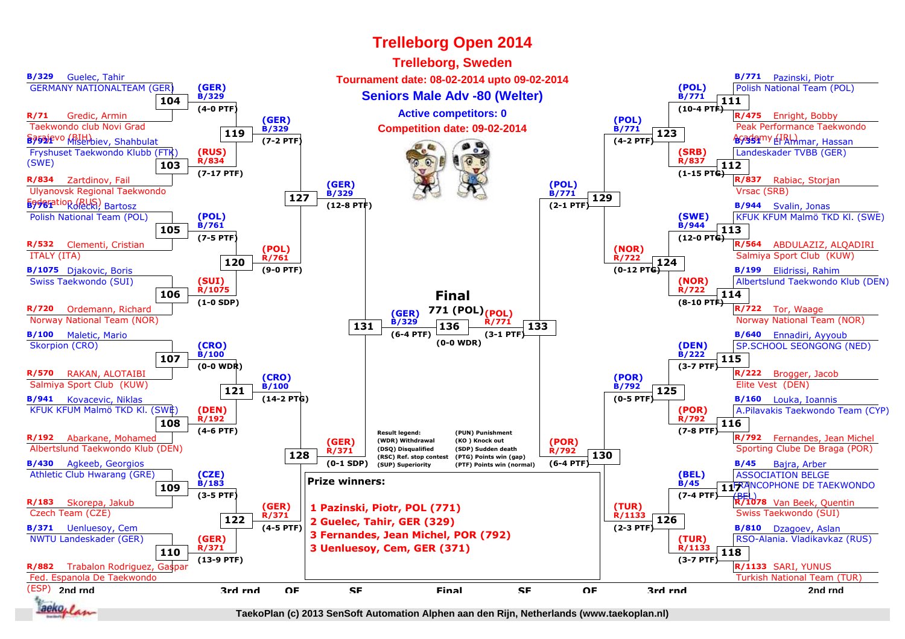# Trelleborg Open 2014

## Trelleborg, Sweden

**Tournament date: 08-02-2014 upto 09-02-2014**

### Seniors Male Adv -80 (Welter)

**Active competitors: 0**

**Competition date: 09-02-2014**

## 2nd rnd (left side)

| Match | Blue | Red | Winner | Score |
|---|---|---|---|---|
| 104 | B/329 Guelec, Tahir — GERMANY NATIONALTEAM (GER) | R/71 Gredic, Armin — Taekwondo club Novi Grad Sarajevo (BIH) | (GER) B/329 | (4-0 PTF) |
| 103 | B/921 Miserbiev, Shahbulat — Fryshuset Taekwondo Klubb (FTK) (SWE) | R/834 Zartdinov, Fail — Ulyanovsk Regional Taekwondo Federation (RUS) | (RUS) R/834 | (7-17 PTF) |
| 105 | B/761 Kolecki, Bartosz — Polish National Team (POL) | R/532 Clementi, Cristian — ITALY (ITA) | (POL) B/761 | (7-5 PTF) |
| 106 | B/1075 Djakovic, Boris — Swiss Taekwondo (SUI) | R/720 Ordemann, Richard — Norway National Team (NOR) | (SUI) R/1075 | (1-0 SDP) |
| 107 | B/100 Maletic, Mario — Skorpion (CRO) | R/570 RAKAN, ALOTAIBI — Salmiya Sport Club (KUW) | (CRO) B/100 | (0-0 WDR) |
| 108 | B/941 Kovacevic, Niklas — KFUK KFUM Malmö TKD Kl. (SWE) | R/192 Abarkane, Mohamed — Albertslund Taekwondo Klub (DEN) | (DEN) R/192 | (4-6 PTF) |
| 109 | B/430 Agkeeb, Georgios — Athletic Club Hwarang (GRE) | R/183 Skorepa, Jakub — Czech Team (CZE) | (CZE) B/183 | (3-5 PTF) |
| 110 | B/371 Uenluesoy, Cem — NWTU Landeskader (GER) | R/882 Trabalon Rodriguez, Gaspar — Fed. Espanola De Taekwondo (ESP) | (GER) R/371 | (13-9 PTF) |

## 3rd rnd (left side)

| Match | Winner | Score |
|---|---|---|
| 119 | (GER) B/329 | (7-2 PTF) |
| 120 | (POL) R/761 | (9-0 PTF) |
| 121 | (CRO) B/100 | (14-2 PTG) |
| 122 | (GER) R/371 | (4-5 PTF) |

## QF (left side)

| Match | Winner | Score |
|---|---|---|
| 127 | (GER) B/329 | (12-8 PTF) |
| 128 | (GER) R/371 | (0-1 SDP) |

## SF (left side)

| Match | Winner | Score |
|---|---|---|
| 131 | (GER) B/329 | (6-4 PTF) |

## 2nd rnd (right side)

| Match | Blue | Red | Winner | Score |
|---|---|---|---|---|
| 111 | B/771 Pazinski, Piotr — Polish National Team (POL) | R/475 Enright, Bobby — Peak Performance Taekwondo Academy (IRL) | (POL) B/771 | (10-4 PTF) |
| 112 | B/351 El Ammar, Hassan — Landeskader TVBB (GER) | R/837 Rabiac, Storjan — Vrsac (SRB) | (SRB) R/837 | (1-15 PTG) |
| 113 | B/944 Svalin, Jonas — KFUK KFUM Malmö TKD Kl. (SWE) | R/564 ABDULAZIZ, ALQADIRI — Salmiya Sport Club (KUW) | (SWE) B/944 | (12-0 PTG) |
| 114 | B/199 Elidrissi, Rahim — Albertslund Taekwondo Klub (DEN) | R/722 Tor, Waage — Norway National Team (NOR) | (NOR) R/722 | (8-10 PTF) |
| 115 | B/640 Ennadiri, Ayyoub — SP.SCHOOL SEONGONG (NED) | R/222 Brogger, Jacob — Elite Vest (DEN) | (DEN) B/222 | (3-7 PTF) |
| 116 | B/160 Louka, Ioannis — A.Pilavakis Taekwondo Team (CYP) | R/792 Fernandes, Jean Michel — Sporting Clube De Braga (POR) | (POR) R/792 | (7-8 PTF) |
| 117 | B/45 Bajra, Arber — ASSOCIATION BELGE FRANCOPHONE DE TAEKWONDO (BEL) | R/1078 Van Beek, Quentin — Swiss Taekwondo (SUI) | (BEL) B/45 | (7-4 PTF) |
| 118 | B/810 Dzagoev, Aslan — RSO-Alania. Vladikavkaz (RUS) | R/1133 SARI, YUNUS — Turkish National Team (TUR) | (TUR) R/1133 | (3-7 PTF) |

## 3rd rnd (right side)

| Match | Winner | Score |
|---|---|---|
| 123 | (POL) B/771 | (4-2 PTF) |
| 124 | (NOR) R/722 | (0-12 PTG) |
| 125 | (POR) B/792 | (0-5 PTF) |
| 126 | (TUR) R/1133 | (2-3 PTF) |

## QF (right side)

| Match | Winner | Score |
|---|---|---|
| 129 | (POL) B/771 | (2-1 PTF) |
| 130 | (POR) R/792 | (6-4 PTF) |

## SF (right side)

| Match | Winner | Score |
|---|---|---|
| 133 | (POL) R/771 | (3-1 PTF) |

## Final

| Match | Winner | Score |
|---|---|---|
| 136 | 771 (POL) | (0-0 WDR) |

**Result legend:**

- (WDR) Withdrawal
- (DSQ) Disqualified
- (RSC) Ref. stop contest
- (SUP) Superiority
- (PUN) Punishment
- (KO ) Knock out
- (SDP) Sudden death
- (PTG) Points win (gap)
- (PTF) Points win (normal)

**Prize winners:**

1. Pazinski, Piotr, POL (771)
2. Guelec, Tahir, GER (329)
3. Fernandes, Jean Michel, POR (792)
3. Uenluesoy, Cem, GER (371)

TaekoPlan (c) 2013 SenSoft Automation Alphen aan den Rijn, Netherlands (www.taekoplan.nl)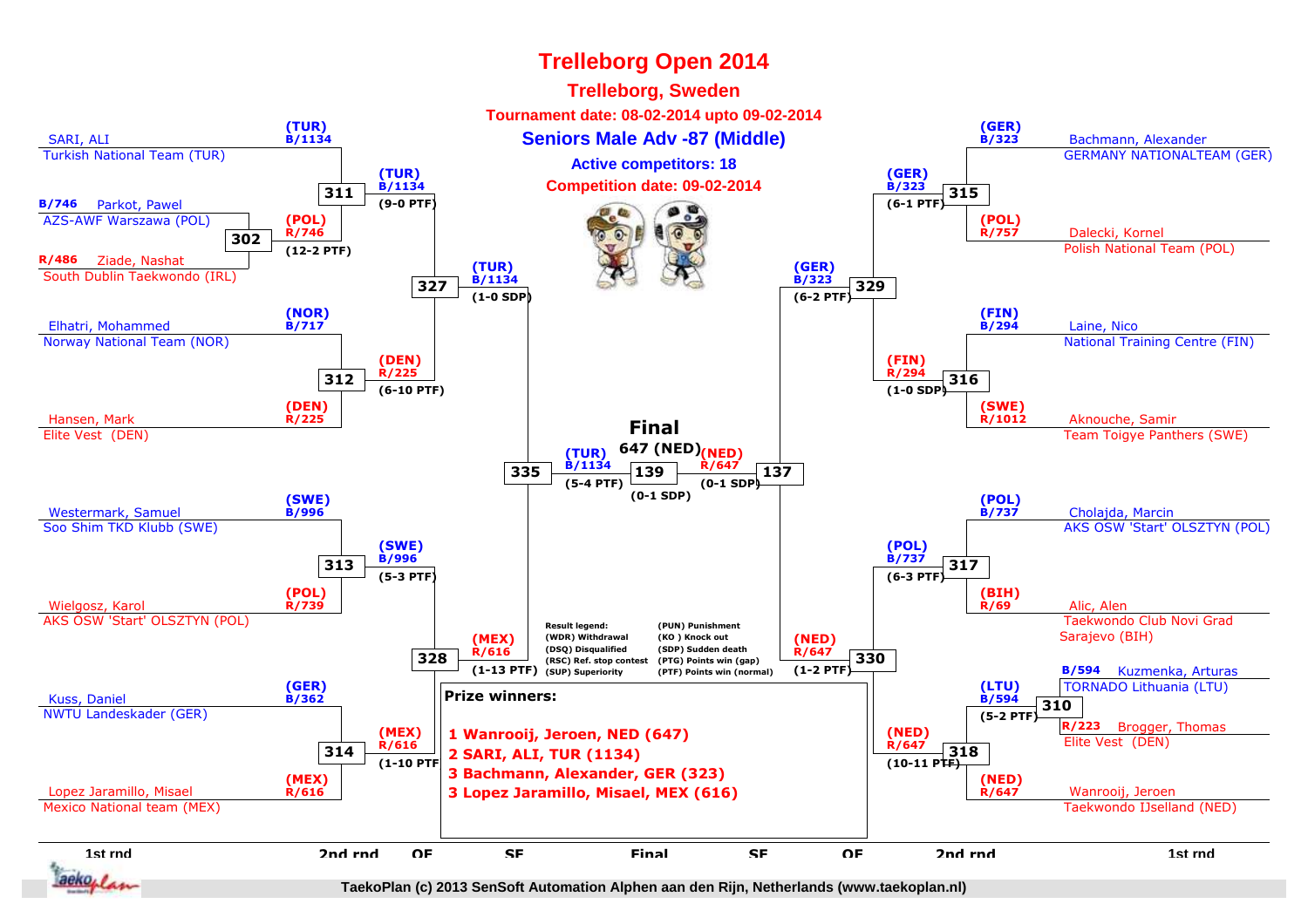# Trelleborg Open 2014

## Trelleborg, Sweden

**Tournament date: 08-02-2014 upto 09-02-2014**

### Seniors Male Adv -87 (Middle)

**Active competitors: 18**

**Competition date: 09-02-2014**

## Left side of bracket

**1st round / 2nd round**

- Match 302: B/746 Parkot, Pawel — AZS-AWF Warszawa (POL) vs R/486 Ziade, Nashat — South Dublin Taekwondo (IRL) → Winner: (POL) R/746 (12-2 PTF)
- Match 311: (TUR) B/1134 SARI, ALI — Turkish National Team (TUR) vs (POL) R/746 → Winner: (TUR) B/1134 (9-0 PTF)
- Match 312: (NOR) B/717 Elhatri, Mohammed — Norway National Team (NOR) vs (DEN) R/225 Hansen, Mark — Elite Vest (DEN) → Winner: (DEN) R/225 (6-10 PTF)
- Match 313: (SWE) B/996 Westermark, Samuel — Soo Shim TKD Klubb (SWE) vs (POL) R/739 Wielgosz, Karol — AKS OSW 'Start' OLSZTYN (POL) → Winner: (SWE) B/996 (5-3 PTF)
- Match 314: (GER) B/362 Kuss, Daniel — NWTU Landeskader (GER) vs (MEX) R/616 Lopez Jaramillo, Misael — Mexico National team (MEX) → Winner: (MEX) R/616 (1-10 PTF)

**QF**

- Match 327: (TUR) B/1134 vs (DEN) R/225 → Winner: (TUR) B/1134 (1-0 SDP)
- Match 328: (SWE) B/996 vs (MEX) R/616 → Winner: (MEX) R/616 (1-13 PTF)

**SF**

- Match 335: (TUR) B/1134 vs (MEX) R/616 → Winner: (TUR) B/1134 (5-4 PTF)

## Right side of bracket

**1st round / 2nd round**

- Match 315: (GER) B/323 Bachmann, Alexander — GERMANY NATIONALTEAM (GER) vs (POL) R/757 Dalecki, Kornel — Polish National Team (POL) → Winner: (GER) B/323 (6-1 PTF)
- Match 316: (FIN) B/294 Laine, Nico — National Training Centre (FIN) vs (SWE) R/1012 Aknouche, Samir — Team Toigye Panthers (SWE) → Winner: (FIN) R/294 (1-0 SDP)
- Match 317: (POL) B/737 Cholajda, Marcin — AKS OSW 'Start' OLSZTYN (POL) vs (BIH) R/69 Alic, Alen — Taekwondo Club Novi Grad Sarajevo (BIH) → Winner: (POL) B/737 (6-3 PTF)
- Match 310: B/594 Kuzmenka, Arturas — TORNADO Lithuania (LTU) vs R/223 Brogger, Thomas — Elite Vest (DEN) → Winner: (LTU) B/594 (5-2 PTF)
- Match 318: (LTU) B/594 vs (NED) R/647 Wanrooij, Jeroen — Taekwondo IJselland (NED) → Winner: (NED) R/647 (10-11 PTF)

**QF**

- Match 329: (GER) B/323 vs (FIN) R/294 → Winner: (GER) B/323 (6-2 PTF)
- Match 330: (POL) B/737 vs (NED) R/647 → Winner: (NED) R/647 (1-2 PTF)

**SF**

- Match 137: (GER) B/323 vs (NED) R/647 → Winner: (NED) R/647 (0-1 SDP)

## Final

- Match 139: (TUR) B/1134 vs (NED) R/647 → **Final: 647 (NED)** (0-1 SDP)

## Result legend

| Code | Meaning | Code | Meaning |
|---|---|---|---|
| (WDR) | Withdrawal | (PUN) | Punishment |
| (DSQ) | Disqualified | (KO ) | Knock out |
| (RSC) | Ref. stop contest | (SDP) | Sudden death |
| (SUP) | Superiority | (PTG) | Points win (gap) |
| | | (PTF) | Points win (normal) |

## Prize winners:

1. **1 Wanrooij, Jeroen, NED (647)**
2. **2 SARI, ALI, TUR (1134)**
3. **3 Bachmann, Alexander, GER (323)**
4. **3 Lopez Jaramillo, Misael, MEX (616)**

1st rnd | 2nd rnd | QF | SF | Final | SF | QF | 2nd rnd | 1st rnd

TaekoPlan (c) 2013 SenSoft Automation Alphen aan den Rijn, Netherlands (www.taekoplan.nl)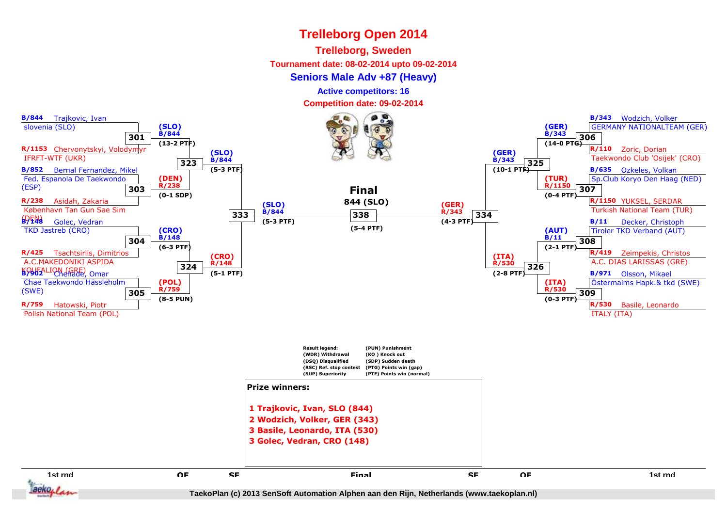# Trelleborg Open 2014

## Trelleborg, Sweden

**Tournament date: 08-02-2014 upto 09-02-2014**

### Seniors Male Adv +87 (Heavy)

**Active competitors: 16**

**Competition date: 09-02-2014**

## 1st round

| Match | Blue | Red | Winner | Result |
|---|---|---|---|---|
| 301 | B/844 Trajkovic, Ivan – slovenia (SLO) | R/1153 Chervonytskyi, Volodymyr – IFRFT-WTF (UKR) | (SLO) B/844 | (13-2 PTF) |
| 303 | B/852 Bernal Fernandez, Mikel – Fed. Espanola De Taekwondo (ESP) | R/238 Asidah, Zakaria – København Tan Gun Sae Sim (DEN) | (DEN) R/238 | (0-1 SDP) |
| 304 | B/148 Golec, Vedran – TKD Jastreb (CRO) | R/425 Tsachtsirlis, Dimitrios – A.C.MAKEDONIKI ASPIDA KOUFALION (GRE) | (CRO) B/148 | (6-3 PTF) |
| 305 | B/902 Chehade, Omar – Chae Taekwondo Hässleholm (SWE) | R/759 Hatowski, Piotr – Polish National Team (POL) | (POL) R/759 | (8-5 PUN) |
| 306 | B/343 Wodzich, Volker – GERMANY NATIONALTEAM (GER) | R/110 Zoric, Dorian – Taekwondo Club 'Osijek' (CRO) | (GER) B/343 | (14-0 PTG) |
| 307 | B/635 Ozkeles, Volkan – Sp.Club Koryo Den Haag (NED) | R/1150 YUKSEL, SERDAR – Turkish National Team (TUR) | (TUR) R/1150 | (0-4 PTF) |
| 308 | B/11 Decker, Christoph – Tiroler TKD Verband (AUT) | R/419 Zeimpekis, Christos – A.C. DIAS LARISSAS (GRE) | (AUT) B/11 | (2-1 PTF) |
| 309 | B/971 Olsson, Mikael – Östermalms Hapk.& tkd (SWE) | R/530 Basile, Leonardo – ITALY (ITA) | (ITA) R/530 | (0-3 PTF) |

## QF

| Match | Winner | Result |
|---|---|---|
| 323 | (SLO) B/844 | (5-3 PTF) |
| 324 | (CRO) R/148 | (5-1 PTF) |
| 325 | (GER) B/343 | (10-1 PTF) |
| 326 | (ITA) R/530 | (2-8 PTF) |

## SF

| Match | Winner | Result |
|---|---|---|
| 333 | (SLO) B/844 | (5-3 PTF) |
| 334 | (GER) R/343 | (4-3 PTF) |

## Final

| Match | Winner | Result |
|---|---|---|
| 338 | 844 (SLO) | (5-4 PTF) |

**Result legend:**

| | |
|---|---|
| (WDR) Withdrawal | (PUN) Punishment |
| (DSQ) Disqualified | (KO ) Knock out |
| (RSC) Ref. stop contest | (SDP) Sudden death |
| (SUP) Superiority | (PTG) Points win (gap) |
| | (PTF) Points win (normal) |

**Prize winners:**

1 Trajkovic, Ivan, SLO (844)
2 Wodzich, Volker, GER (343)
3 Basile, Leonardo, ITA (530)
3 Golec, Vedran, CRO (148)

TaekoPlan (c) 2013 SenSoft Automation Alphen aan den Rijn, Netherlands (www.taekoplan.nl)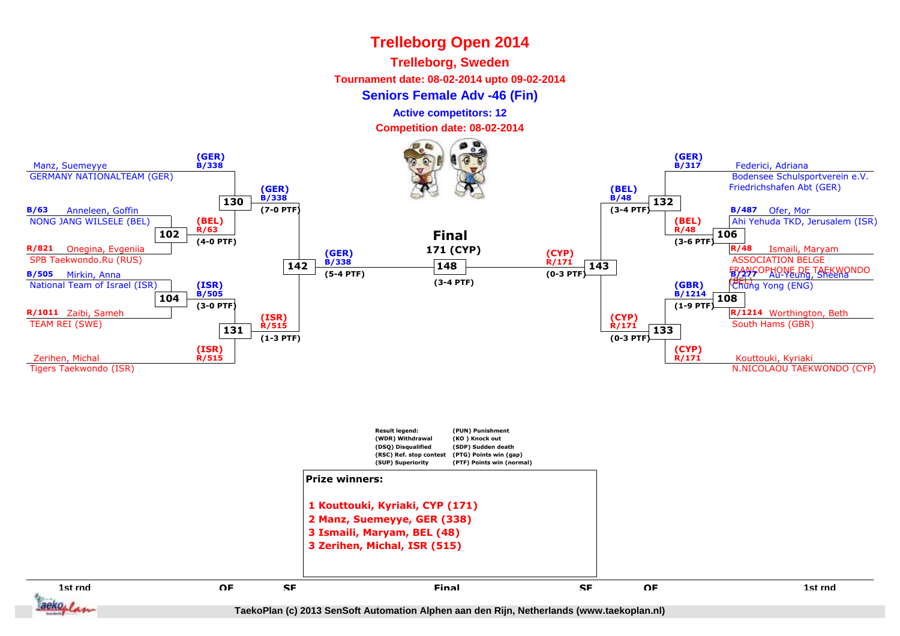# Trelleborg Open 2014

## Trelleborg, Sweden

**Tournament date: 08-02-2014 upto 09-02-2014**

### Seniors Female Adv -46 (Fin)

**Active competitors: 12**

**Competition date: 08-02-2014**

Manz, Suemeyye
GERMANY NATIONALTEAM (GER)
(GER) B/338

B/63 Anneleen, Goffin
NONG JANG WILSELE (BEL)

R/821 Onegina, Evgeniia
SPB Taekwondo.Ru (RUS)

102 — (BEL) R/63 (4-0 PTF)

130 — (GER) B/338 (7-0 PTF)

B/505 Mirkin, Anna
National Team of Israel (ISR)

R/1011 Zaibi, Sameh
TEAM REI (SWE)

104 — (ISR) B/505 (3-0 PTF)

Zerihen, Michal
Tigers Taekwondo (ISR)
(ISR) R/515

131 — (ISR) R/515 (1-3 PTF)

142 — (GER) B/338 (5-4 PTF)

**Final**
**171 (CYP)**
148 — (3-4 PTF)

143 — (CYP) R/171 (0-3 PTF)

Federici, Adriana
Bodensee Schulsportverein e.V. Friedrichshafen Abt (GER)
(GER) B/317

B/487 Ofer, Mor
Ahi Yehuda TKD, Jerusalem (ISR)

R/48 Ismaili, Maryam
ASSOCIATION BELGE FRANCOPHONE DE TAEKWONDO (BEL)

106 — (BEL) R/48 (3-6 PTF)

132 — (BEL) B/48 (3-4 PTF)

B/277 Au-Yeung, Sheena
Chung Yong (ENG)

R/1214 Worthington, Beth
South Hams (GBR)

108 — (GBR) B/1214 (1-9 PTF)

Kouttouki, Kyriaki
N.NICOLAOU TAEKWONDO (CYP)
(CYP) R/171

133 — (CYP) R/171 (0-3 PTF)

| Result legend: | |
|---|---|
| (WDR) Withdrawal | (PUN) Punishment |
| (DSQ) Disqualified | (KO ) Knock out |
| (RSC) Ref. stop contest | (SDP) Sudden death |
| (SUP) Superiority | (PTG) Points win (gap) |
| | (PTF) Points win (normal) |

**Prize winners:**

1 Kouttouki, Kyriaki, CYP (171)
2 Manz, Suemeyye, GER (338)
3 Ismaili, Maryam, BEL (48)
3 Zerihen, Michal, ISR (515)

1st rnd | QF | SF | Final | SF | QF | 1st rnd

TaekoPlan (c) 2013 SenSoft Automation Alphen aan den Rijn, Netherlands (www.taekoplan.nl)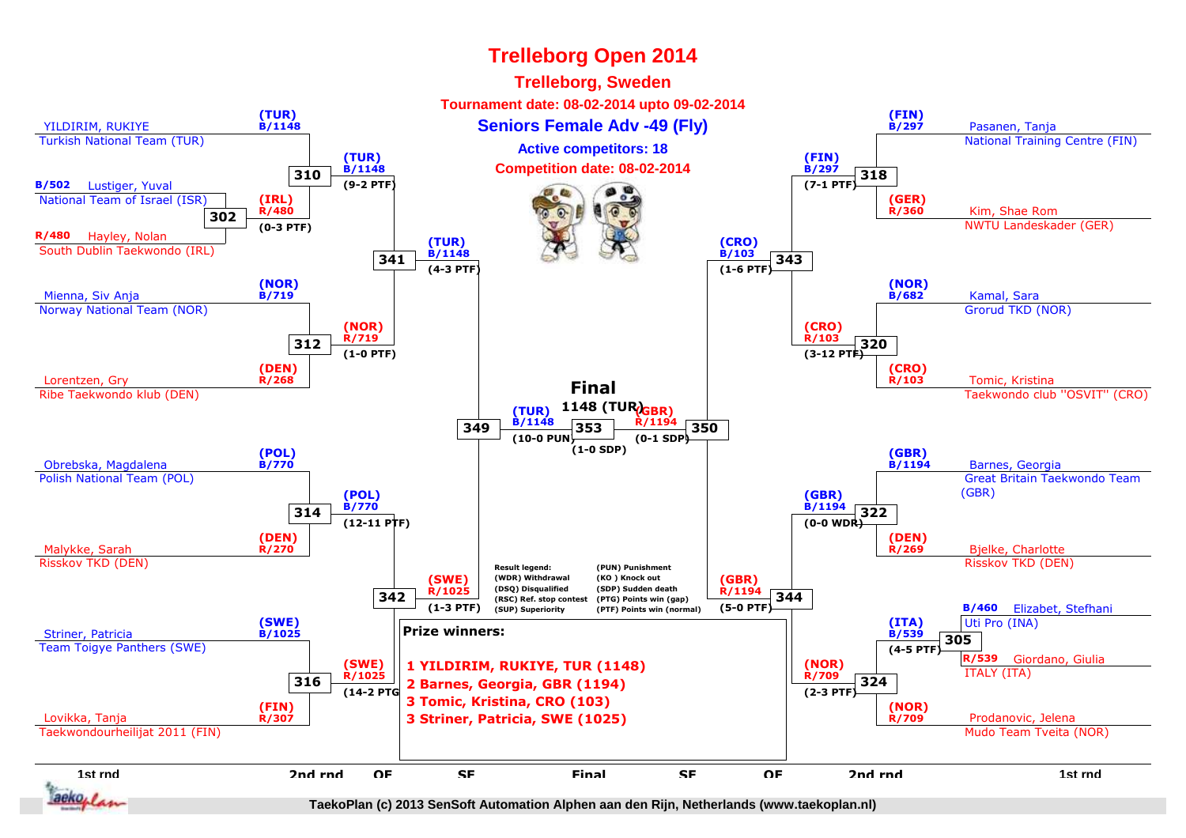# Trelleborg Open 2014

## Trelleborg, Sweden

**Tournament date: 08-02-2014 upto 09-02-2014**

### Seniors Female Adv -49 (Fly)

**Active competitors: 18**

**Competition date: 08-02-2014**

## Left side of bracket

### 1st round

- Match 302: B/502 Lustiger, Yuval – National Team of Israel (ISR) vs R/480 Hayley, Nolan – South Dublin Taekwondo (IRL) → (IRL) R/480 (0-3 PTF)

### 2nd round

- Match 310: (TUR) B/1148 YILDIRIM, RUKIYE – Turkish National Team (TUR) vs (IRL) R/480 → (TUR) B/1148 (9-2 PTF)
- Match 312: (NOR) B/719 Mienna, Siv Anja – Norway National Team (NOR) vs (DEN) R/268 Lorentzen, Gry – Ribe Taekwondo klub (DEN) → (NOR) R/719 (1-0 PTF)
- Match 314: (POL) B/770 Obrebska, Magdalena – Polish National Team (POL) vs (DEN) R/270 Malykke, Sarah – Risskov TKD (DEN) → (POL) B/770 (12-11 PTF)
- Match 316: (SWE) B/1025 Striner, Patricia – Team Toigye Panthers (SWE) vs (FIN) R/307 Lovikka, Tanja – Taekwondourheilijat 2011 (FIN) → (SWE) R/1025 (14-2 PTG)

### QF

- Match 341: (TUR) B/1148 vs (NOR) R/719 → (TUR) B/1148 (4-3 PTF)
- Match 342: (POL) B/770 vs (SWE) R/1025 → (SWE) R/1025 (1-3 PTF)

### SF

- Match 349: (TUR) B/1148 vs (SWE) R/1025 → (TUR) B/1148 (10-0 PUN)

## Right side of bracket

### 1st round

- Match 305: B/460 Elizabet, Stefhani – Uti Pro (INA) vs R/539 Giordano, Giulia – ITALY (ITA) → (ITA) B/539 (4-5 PTF)

### 2nd round

- Match 318: (FIN) B/297 Pasanen, Tanja – National Training Centre (FIN) vs (GER) R/360 Kim, Shae Rom – NWTU Landeskader (GER) → (FIN) B/297 (7-1 PTF)
- Match 320: (NOR) B/682 Kamal, Sara – Grorud TKD (NOR) vs (CRO) R/103 Tomic, Kristina – Taekwondo club "OSVIT" (CRO) → (CRO) R/103 (3-12 PTF)
- Match 322: (GBR) B/1194 Barnes, Georgia – Great Britain Taekwondo Team (GBR) vs (DEN) R/269 Bjelke, Charlotte – Risskov TKD (DEN) → (GBR) B/1194 (0-0 WDR)
- Match 324: (ITA) B/539 vs (NOR) R/709 Prodanovic, Jelena – Mudo Team Tveita (NOR) → (NOR) R/709 (2-3 PTF)

### QF

- Match 343: (FIN) B/297 vs (CRO) R/103 → (CRO) B/103 (1-6 PTF)
- Match 344: (GBR) B/1194 vs (NOR) R/709 → (GBR) R/1194 (5-0 PTF)

### SF

- Match 350: (CRO) B/103 vs (GBR) R/1194 → (GBR) R/1194 (0-1 SDP)

## Final

**1148 (TUR)**

- Match 353: (TUR) B/1148 vs (GBR) R/1194 → (1-0 SDP)

## Result legend:

- (WDR) Withdrawal
- (DSQ) Disqualified
- (RSC) Ref. stop contest
- (SUP) Superiority
- (PUN) Punishment
- (KO ) Knock out
- (SDP) Sudden death
- (PTG) Points win (gap)
- (PTF) Points win (normal)

## Prize winners:

**1 YILDIRIM, RUKIYE, TUR (1148)**
**2 Barnes, Georgia, GBR (1194)**
**3 Tomic, Kristina, CRO (103)**
**3 Striner, Patricia, SWE (1025)**

1st rnd | 2nd rnd | QF | SF | Final | SF | QF | 2nd rnd | 1st rnd

TaekoPlan (c) 2013 SenSoft Automation Alphen aan den Rijn, Netherlands (www.taekoplan.nl)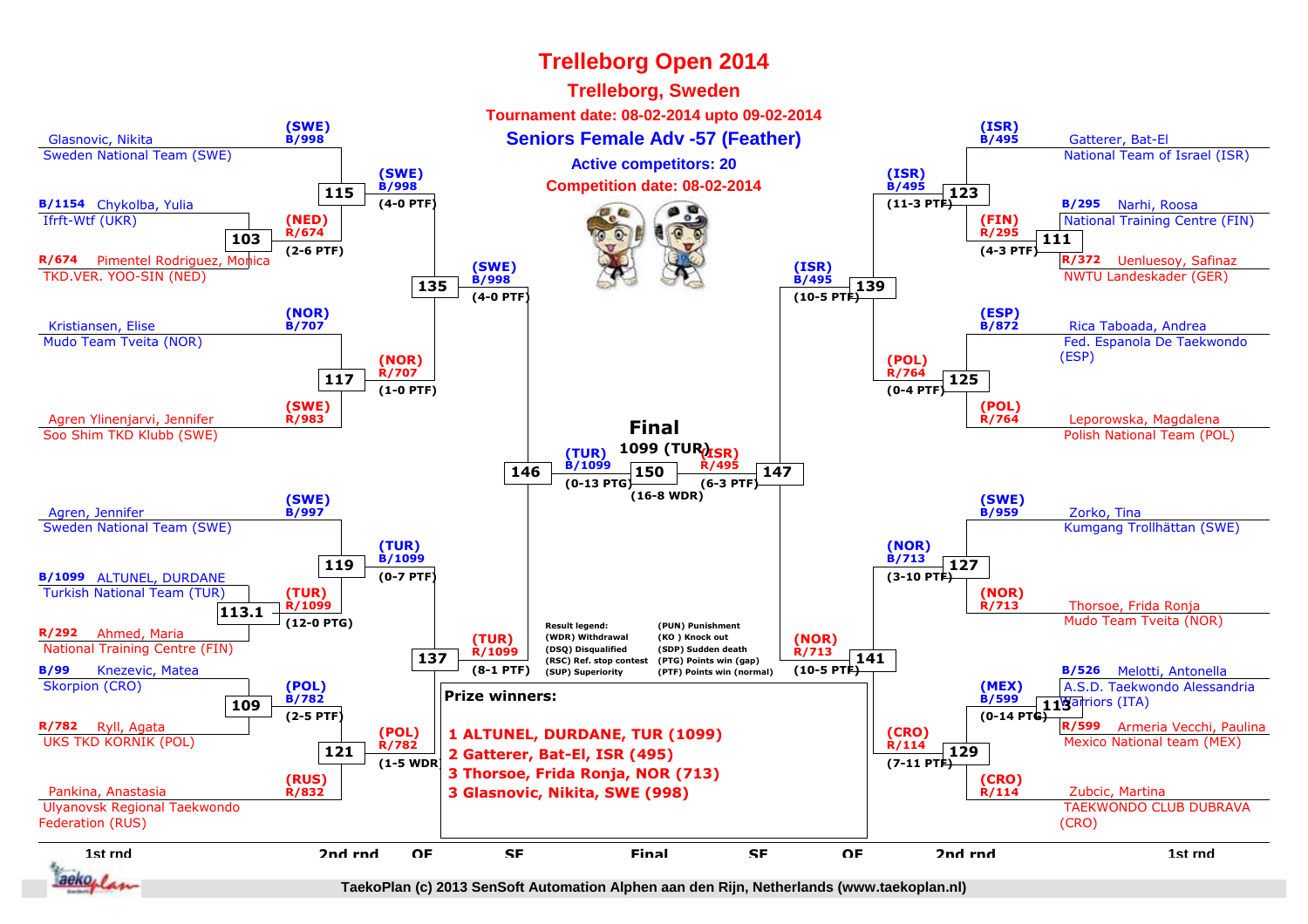# Trelleborg Open 2014

## Trelleborg, Sweden

**Tournament date: 08-02-2014 upto 09-02-2014**

## Seniors Female Adv -57 (Feather)

**Active competitors: 20**

**Competition date: 08-02-2014**

### Left side (1st rnd / 2nd rnd / QF / SF)

- Glasnovic, Nikita – Sweden National Team (SWE) — (SWE) B/998
- B/1154 Chykolba, Yulia – Ifrft-Wtf (UKR)
- R/674 Pimentel Rodriguez, Monica – TKD.VER. YOO-SIN (NED)
  - Match 103: (NED) R/674 (2-6 PTF)
- Match 115: (SWE) B/998 (4-0 PTF)
- Kristiansen, Elise – Mudo Team Tveita (NOR) — (NOR) B/707
- Agren Ylinenjarvi, Jennifer – Soo Shim TKD Klubb (SWE) — (SWE) R/983
  - Match 117: (NOR) R/707 (1-0 PTF)
- Match 135: (SWE) B/998 (4-0 PTF)
- Agren, Jennifer – Sweden National Team (SWE) — (SWE) B/997
- B/1099 ALTUNEL, DURDANE – Turkish National Team (TUR)
- R/292 Ahmed, Maria – National Training Centre (FIN)
  - Match 113.1: (TUR) R/1099 (12-0 PTG)
- Match 119: (TUR) B/1099 (0-7 PTF)
- B/99 Knezevic, Matea – Skorpion (CRO)
- R/782 Ryll, Agata – UKS TKD KORNIK (POL)
  - Match 109: (POL) B/782 (2-5 PTF)
- Pankina, Anastasia – Ulyanovsk Regional Taekwondo Federation (RUS) — (RUS) R/832
  - Match 121: (POL) R/782 (1-5 WDR)
- Match 137: (TUR) R/1099 (8-1 PTF)
- Match 146: (TUR) B/1099 (0-13 PTG)

### Final

- Match 150: 1099 (TUR) (16-8 WDR)

### Right side (SF / QF / 2nd rnd / 1st rnd)

- Gatterer, Bat-El – National Team of Israel (ISR) — (ISR) B/495
- B/295 Narhi, Roosa – National Training Centre (FIN)
- R/372 Uenluesoy, Safinaz – NWTU Landeskader (GER)
  - Match 111: (FIN) R/295 (4-3 PTF)
- Match 123: (ISR) B/495 (11-3 PTF)
- Rica Taboada, Andrea – Fed. Espanola De Taekwondo (ESP) — (ESP) B/872
- Leporowska, Magdalena – Polish National Team (POL) — (POL) R/764
  - Match 125: (POL) R/764 (0-4 PTF)
- Match 139: (ISR) B/495 (10-5 PTF)
- Zorko, Tina – Kumgang Trollhättan (SWE) — (SWE) B/959
- Thorsoe, Frida Ronja – Mudo Team Tveita (NOR) — (NOR) R/713
  - Match 127: (NOR) B/713 (3-10 PTF)
- B/526 Melotti, Antonella – A.S.D. Taekwondo Alessandria Warriors (ITA)
- R/599 Armeria Vecchi, Paulina – Mexico National team (MEX)
  - Match 113: (MEX) B/599 (0-14 PTG)
- Zubcic, Martina – TAEKWONDO CLUB DUBRAVA (CRO) — (CRO) R/114
  - Match 129: (CRO) R/114 (7-11 PTF)
- Match 141: (NOR) R/713 (10-5 PTF)
- Match 147: (ISR) R/495 (6-3 PTF)

**Result legend:**

(WDR) Withdrawal
(DSQ) Disqualified
(RSC) Ref. stop contest
(SUP) Superiority
(PUN) Punishment
(KO ) Knock out
(SDP) Sudden death
(PTG) Points win (gap)
(PTF) Points win (normal)

**Prize winners:**

1 ALTUNEL, DURDANE, TUR (1099)
2 Gatterer, Bat-El, ISR (495)
3 Thorsoe, Frida Ronja, NOR (713)
3 Glasnovic, Nikita, SWE (998)

1st rnd | 2nd rnd | QF | SF | Final | SF | QF | 2nd rnd | 1st rnd

TaekoPlan (c) 2013 SenSoft Automation Alphen aan den Rijn, Netherlands (www.taekoplan.nl)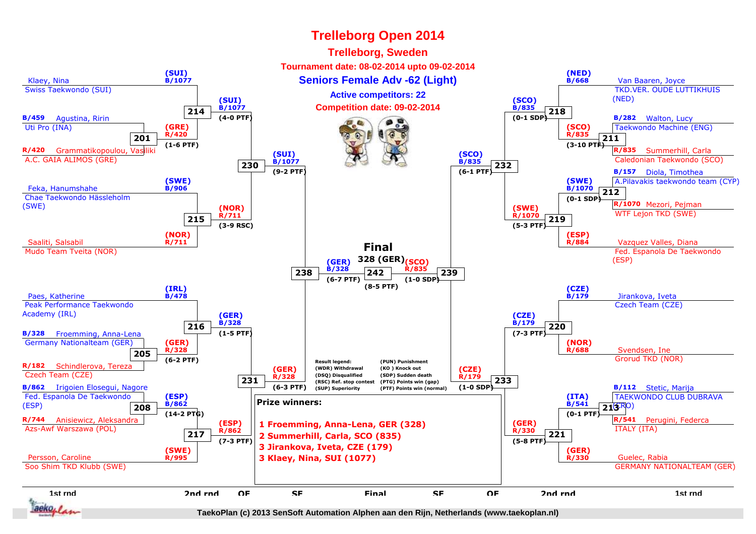# Trelleborg Open 2014

## Trelleborg, Sweden

**Tournament date: 08-02-2014 upto 09-02-2014**

### Seniors Female Adv -62 (Light)

**Active competitors: 22**

**Competition date: 09-02-2014**

**1st rnd (left side)**

- Klaey, Nina — Swiss Taekwondo (SUI)
- B/459 Agustina, Ririn — Uti Pro (INA)
- R/420 Grammatikopoulou, Vasiliki — A.C. GAIA ALIMOS (GRE)
- Feka, Hanumshahe — Chae Taekwondo Hässleholm (SWE)
- Saaliti, Salsabil — Mudo Team Tveita (NOR)
- Paes, Katherine — Peak Performance Taekwondo Academy (IRL)
- B/328 Froemming, Anna-Lena — Germany Nationalteam (GER)
- R/182 Schindlerova, Tereza — Czech Team (CZE)
- B/862 Irigoien Elosegui, Nagore — Fed. Espanola De Taekwondo (ESP)
- R/744 Anisiewicz, Aleksandra — Azs-Awf Warszawa (POL)
- Persson, Caroline — Soo Shim TKD Klubb (SWE)

**1st rnd (right side)**

- Van Baaren, Joyce — TKD.VER. OUDE LUTTIKHUIS (NED)
- B/282 Walton, Lucy — Taekwondo Machine (ENG)
- R/835 Summerhill, Carla — Caledonian Taekwondo (SCO)
- B/157 Diola, Timothea — A.Pilavakis taekwondo team (CYP)
- R/1070 Mezori, Pejman — WTF Lejon TKD (SWE)
- Vazquez Valles, Diana — Fed. Espanola De Taekwondo (ESP)
- Jirankova, Iveta — Czech Team (CZE)
- Svendsen, Ine — Grorud TKD (NOR)
- B/112 Stetic, Marija — TAEKWONDO CLUB DUBRAVA (CRO)
- R/541 Perugini, Federca — ITALY (ITA)
- Guelec, Rabia — GERMANY NATIONALTEAM (GER)

| Match | Winner | Score |
|---|---|---|
| 201 | (GRE) R/420 | 1-6 PTF |
| 205 | (GER) R/328 | 6-2 PTF |
| 208 | (ESP) B/862 | 14-2 PTG |
| 211 | (SCO) R/835 | 3-10 PTF |
| 212 | (SWE) B/1070 | 0-1 SDP |
| 213 | (ITA) B/541 | 0-1 PTF |
| 214 | (SUI) B/1077 | 4-0 PTF |
| 215 | (NOR) R/711 | 3-9 RSC |
| 216 | (GER) B/328 | 1-5 PTF |
| 217 | (ESP) R/862 | 7-3 PTF |
| 218 | (SCO) B/835 | 0-1 SDP |
| 219 | (SWE) R/1070 | 5-3 PTF |
| 220 | (CZE) B/179 | 7-3 PTF |
| 221 | (GER) R/330 | 5-8 PTF |
| 230 | (SUI) B/1077 | 9-2 PTF |
| 231 | (GER) R/328 | 6-3 PTF |
| 232 | (SCO) B/835 | 6-1 PTF |
| 233 | (CZE) R/179 | 1-0 SDP |
| 238 | (GER) B/328 | 6-7 PTF |
| 239 | (SCO) R/835 | 1-0 SDP |
| 242 (Final) | 328 (GER) | 8-5 PTF |

Other bracket entries: (SUI) B/1077; (SWE) B/906; (NOR) R/711; (IRL) B/478; (ESP) B/862; (SWE) R/995; (NED) B/668; (SWE) B/1070; (ESP) R/884; (CZE) B/179; (NOR) R/688; (ITA) B/541; (GER) R/330.

**Result legend:**

- (WDR) Withdrawal
- (DSQ) Disqualified
- (RSC) Ref. stop contest
- (SUP) Superiority
- (PUN) Punishment
- (KO) Knock out
- (SDP) Sudden death
- (PTG) Points win (gap)
- (PTF) Points win (normal)

**Prize winners:**

1 Froemming, Anna-Lena, GER (328)
2 Summerhill, Carla, SCO (835)
3 Jirankova, Iveta, CZE (179)
3 Klaey, Nina, SUI (1077)

1st rnd | 2nd rnd | QF | SF | Final | SF | QF | 2nd rnd | 1st rnd

TaekoPlan (c) 2013 SenSoft Automation Alphen aan den Rijn, Netherlands (www.taekoplan.nl)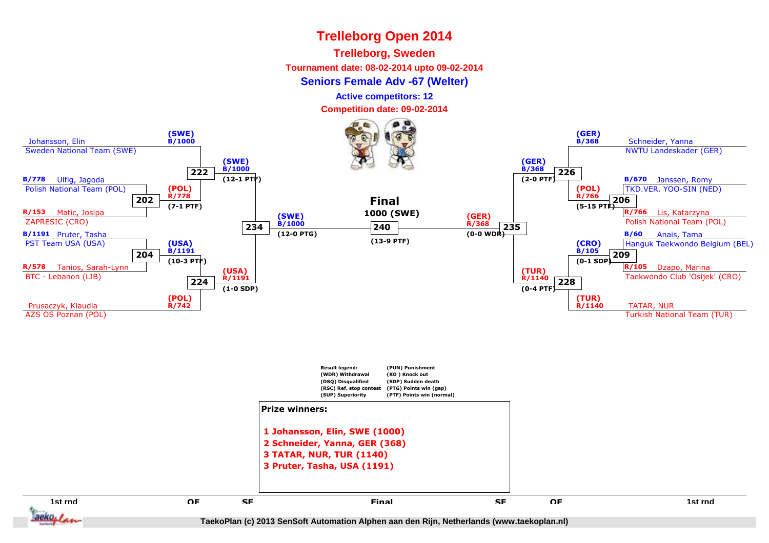# Trelleborg Open 2014

## Trelleborg, Sweden

**Tournament date: 08-02-2014 upto 09-02-2014**

**Seniors Female Adv -67 (Welter)**

**Active competitors: 12**

**Competition date: 09-02-2014**

### 1st rnd (left side)

- Johansson, Elin – Sweden National Team (SWE)
- B/778 Ulfig, Jagoda – Polish National Team (POL)
- R/153 Matic, Josipa – ZAPRESIC (CRO)
- B/1191 Pruter, Tasha – PST Team USA (USA)
- R/578 Tanios, Sarah-Lynn – BTC - Lebanon (LIB)
- Prusaczyk, Klaudia – AZS OS Poznan (POL)

### 1st rnd (right side)

- Schneider, Yanna – NWTU Landeskader (GER)
- B/670 Janssen, Romy – TKD.VER. YOO-SIN (NED)
- R/766 Lis, Katarzyna – Polish National Team (POL)
- B/60 Anais, Tama – Hanguk Taekwondo Belgium (BEL)
- R/105 Dzapo, Marina – Taekwondo Club 'Osijek' (CRO)
- TATAR, NUR – Turkish National Team (TUR)

### Matches

| Match | Round | Winner | Result |
|---|---|---|---|
| 202 | 1st rnd | (POL) R/778 | (7-1 PTF) |
| 204 | 1st rnd | (USA) B/1191 | (10-3 PTF) |
| 206 | 1st rnd | (POL) R/766 | (5-15 PTF) |
| 209 | 1st rnd | (CRO) B/105 | (0-1 SDP) |
| 222 | QF | (SWE) B/1000 | (12-1 PTF) |
| 224 | QF | (USA) R/1191 | (1-0 SDP) |
| 226 | QF | (GER) B/368 | (2-0 PTF) |
| 228 | QF | (TUR) R/1140 | (0-4 PTF) |
| 234 | SF | (SWE) B/1000 | (12-0 PTG) |
| 235 | SF | (GER) R/368 | (0-0 WDR) |
| 240 | Final | 1000 (SWE) | (13-9 PTF) |

Other bracket labels: (SWE) B/1000 (Johansson, Elin); (POL) R/742 (Prusaczyk, Klaudia); (GER) B/368 (Schneider, Yanna); (TUR) R/1140 (TATAR, NUR).

**Result legend:**

| | |
|---|---|
| (WDR) Withdrawal | (PUN) Punishment |
| (DSQ) Disqualified | (KO ) Knock out |
| (RSC) Ref. stop contest | (SDP) Sudden death |
| (SUP) Superiority | (PTG) Points win (gap) |
| | (PTF) Points win (normal) |

**Prize winners:**

1 Johansson, Elin, SWE (1000)
2 Schneider, Yanna, GER (368)
3 TATAR, NUR, TUR (1140)
3 Pruter, Tasha, USA (1191)

1st rnd | QF | SF | Final | SF | QF | 1st rnd

TaekoPlan (c) 2013 SenSoft Automation Alphen aan den Rijn, Netherlands (www.taekoplan.nl)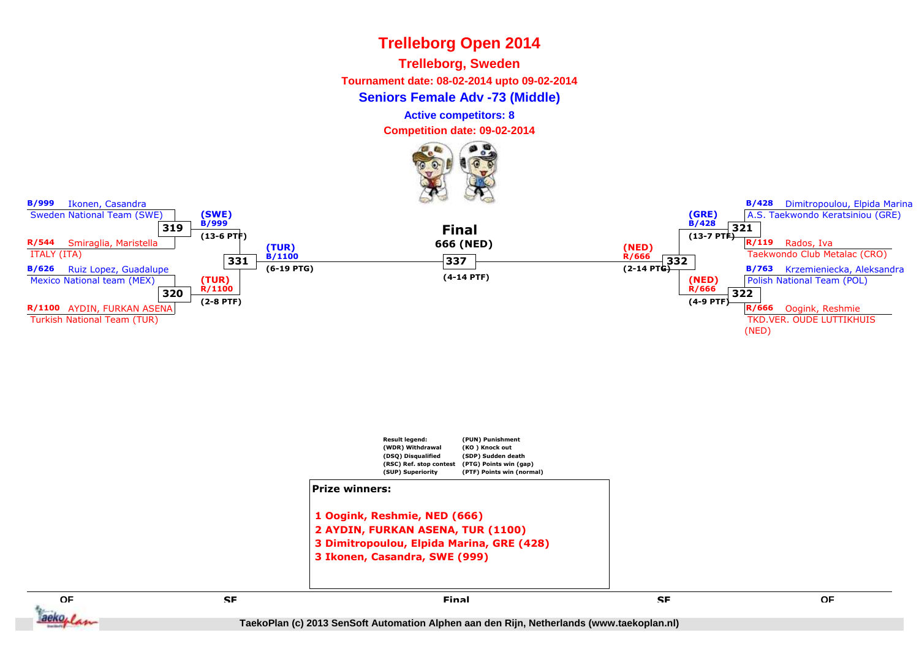# Trelleborg Open 2014

## Trelleborg, Sweden

**Tournament date: 08-02-2014 upto 09-02-2014**

**Seniors Female Adv -73 (Middle)**

**Active competitors: 8**

**Competition date: 09-02-2014**

### Quarter-finals (left side)

- B/999 Ikonen, Casandra – Sweden National Team (SWE)
- R/544 Smiraglia, Maristella – ITALY (ITA)
- **319**: (SWE) B/999 (13-6 PTF)

- B/626 Ruiz Lopez, Guadalupe – Mexico National team (MEX)
- R/1100 AYDIN, FURKAN ASENA – Turkish National Team (TUR)
- **320**: (TUR) R/1100 (2-8 PTF)

### Semi-final (left side)

- **331**: (TUR) B/1100 (6-19 PTG)

### Final

- **337**: Final 666 (NED) (4-14 PTF)

### Semi-final (right side)

- **332**: (NED) R/666 (2-14 PTG)

### Quarter-finals (right side)

- B/428 Dimitropoulou, Elpida Marina – A.S. Taekwondo Keratsiniou (GRE)
- R/119 Rados, Iva – Taekwondo Club Metalac (CRO)
- **321**: (GRE) B/428 (13-7 PTF)

- B/763 Krzemieniecka, Aleksandra – Polish National Team (POL)
- R/666 Oogink, Reshmie – TKD.VER. OUDE LUTTIKHUIS (NED)
- **322**: (NED) R/666 (4-9 PTF)

| Result legend: | |
|---|---|
| (WDR) Withdrawal | (PUN) Punishment |
| (DSQ) Disqualified | (KO ) Knock out |
| (RSC) Ref. stop contest | (SDP) Sudden death |
| (SUP) Superiority | (PTG) Points win (gap) |
| | (PTF) Points win (normal) |

**Prize winners:**

1. Oogink, Reshmie, NED (666)
2. AYDIN, FURKAN ASENA, TUR (1100)
3. Dimitropoulou, Elpida Marina, GRE (428)
3. Ikonen, Casandra, SWE (999)

QF SF Final SF QF

TaekoPlan (c) 2013 SenSoft Automation Alphen aan den Rijn, Netherlands (www.taekoplan.nl)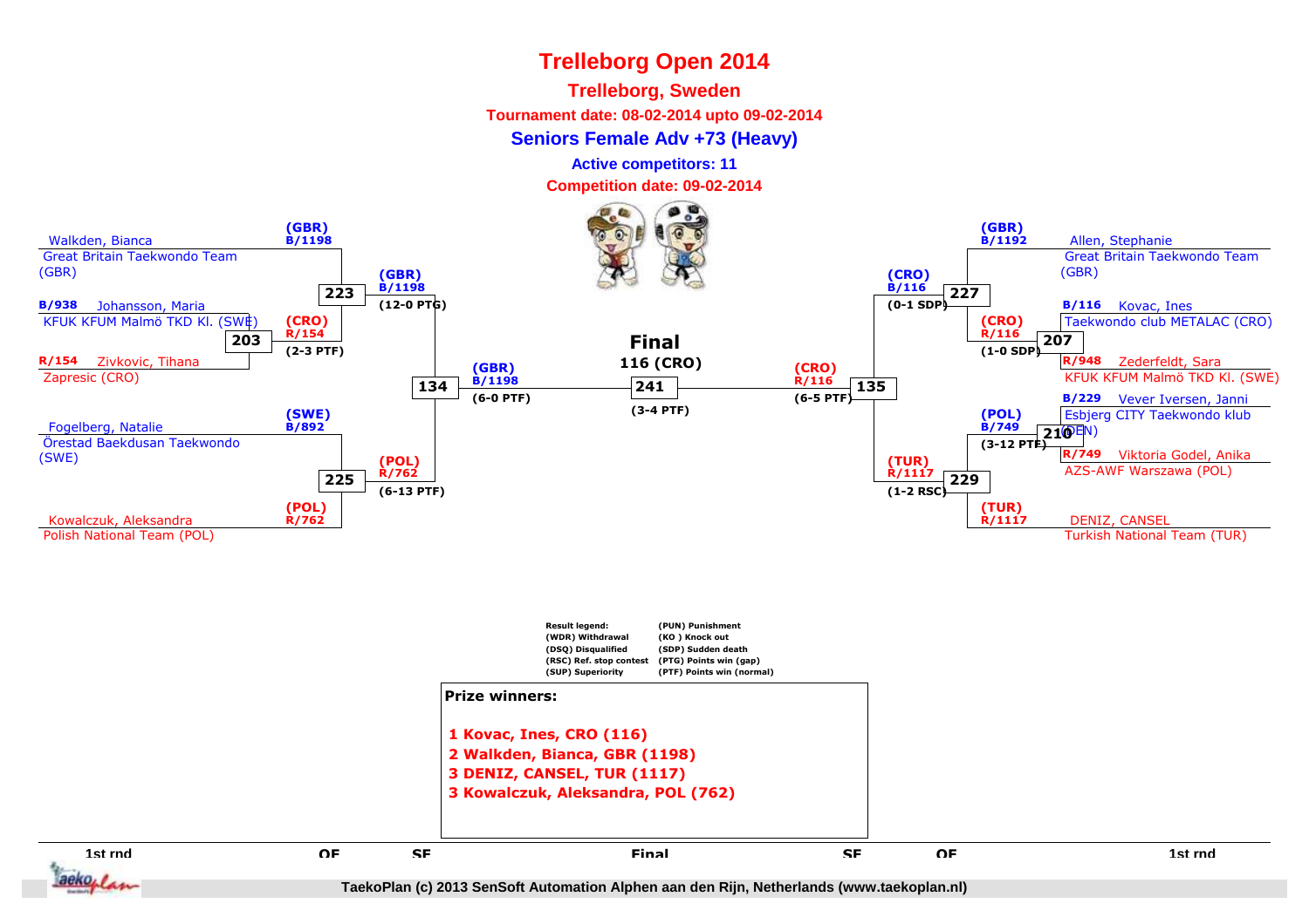# Trelleborg Open 2014

**Trelleborg, Sweden**

**Tournament date: 08-02-2014 upto 09-02-2014**

**Seniors Female Adv +73 (Heavy)**

**Active competitors: 11**

**Competition date: 09-02-2014**

## 1st round / QF (left side)

- Walkden, Bianca — Great Britain Taekwondo Team (GBR) — (GBR) B/1198
- B/938 Johansson, Maria — KFUK KFUM Malmö TKD Kl. (SWE)
- R/154 Zivkovic, Tihana — Zapresic (CRO)
  - Match 203: (CRO) R/154
- Match 223: (GBR) B/1198 (12-0 PTG) vs (CRO) R/154 (2-3 PTF)
- Fogelberg, Natalie — Örestad Baekdusan Taekwondo (SWE) — (SWE) B/892
- Kowalczuk, Aleksandra — Polish National Team (POL) — (POL) R/762
- Match 225: (POL) R/762 (6-13 PTF)

## SF (left side)

- Match 134: (GBR) B/1198 (6-0 PTF)

## Final

- Match 241: **116 (CRO)** (3-4 PTF)

## SF (right side)

- Match 135: (CRO) R/116 (6-5 PTF)

## 1st round / QF (right side)

- Allen, Stephanie — Great Britain Taekwondo Team (GBR) — (GBR) B/1192
- B/116 Kovac, Ines — Taekwondo club METALAC (CRO)
- R/948 Zederfeldt, Sara — KFUK KFUM Malmö TKD Kl. (SWE)
  - Match 207: (CRO) R/116 (1-0 SDP)
- Match 227: (CRO) B/116 (0-1 SDP)
- B/229 Vever Iversen, Janni — Esbjerg CITY Taekwondo klub (DEN)
- R/749 Viktoria Godel, Anika — AZS-AWF Warszawa (POL)
  - Match 210: (POL) B/749 (3-12 PTF)
- DENIZ, CANSEL — Turkish National Team (TUR) — (TUR) R/1117
- Match 229: (TUR) R/1117 (1-2 RSC)

**Result legend:**

| | |
|---|---|
| (WDR) Withdrawal | (PUN) Punishment |
| (DSQ) Disqualified | (KO ) Knock out |
| (RSC) Ref. stop contest | (SDP) Sudden death |
| (SUP) Superiority | (PTG) Points win (gap) |
| | (PTF) Points win (normal) |

**Prize winners:**

1. **Kovac, Ines, CRO (116)**
2. **Walkden, Bianca, GBR (1198)**
3. **DENIZ, CANSEL, TUR (1117)**
3. **Kowalczuk, Aleksandra, POL (762)**

1st rnd | QF | SF | Final | SF | QF | 1st rnd

TaekoPlan (c) 2013 SenSoft Automation Alphen aan den Rijn, Netherlands (www.taekoplan.nl)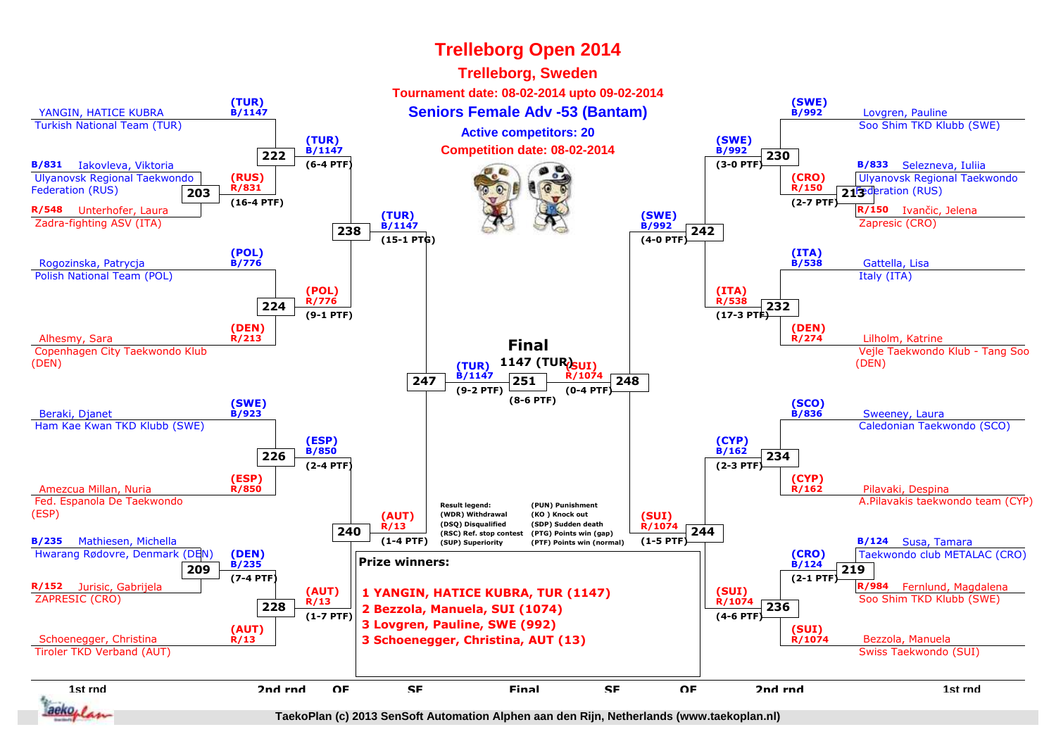# Trelleborg Open 2014

## Trelleborg, Sweden

**Tournament date: 08-02-2014 upto 09-02-2014**

## Seniors Female Adv -53 (Bantam)

**Active competitors: 20**

**Competition date: 08-02-2014**

### Bracket (left side)

YANGIN, HATICE KUBRA — Turkish National Team (TUR) — (TUR) B/1147

B/831 Iakovleva, Viktoria — Ulyanovsk Regional Taekwondo Federation (RUS)

R/548 Unterhofer, Laura — Zadra-fighting ASV (ITA)

203: (RUS) R/831 (16-4 PTF)

222: (TUR) B/1147 (6-4 PTF)

Rogozinska, Patrycja — Polish National Team (POL) — (POL) B/776

Alhesmy, Sara — Copenhagen City Taekwondo Klub (DEN) — (DEN) R/213

224: (POL) R/776 (9-1 PTF)

238: (TUR) B/1147 (15-1 PTG)

Beraki, Djanet — Ham Kae Kwan TKD Klubb (SWE) — (SWE) B/923

Amezcua Millan, Nuria — Fed. Espanola De Taekwondo (ESP) — (ESP) R/850

226: (ESP) B/850 (2-4 PTF)

B/235 Mathiesen, Michella — Hwarang Rødovre, Denmark (DEN)

R/152 Jurisic, Gabrijela — ZAPRESIC (CRO)

209: (DEN) B/235 (7-4 PTF)

Schoenegger, Christina — Tiroler TKD Verband (AUT) — (AUT) R/13

228: (AUT) R/13 (1-7 PTF)

240: (AUT) R/13 (1-4 PTF)

247: (TUR) B/1147 (9-2 PTF)

### Final

251: 1147 (TUR) — (TUR) B/1147 vs (SUI) R/1074 (8-6 PTF)

### Bracket (right side)

Lovgren, Pauline — Soo Shim TKD Klubb (SWE) — (SWE) B/992

B/833 Selezneva, Iuliia — Ulyanovsk Regional Taekwondo Federation (RUS)

R/150 Ivančic, Jelena — Zapresic (CRO)

213: (CRO) R/150 (2-7 PTF)

230: (SWE) B/992 (3-0 PTF)

Gattella, Lisa — Italy (ITA) — (ITA) B/538

Lilholm, Katrine — Vejle Taekwondo Klub - Tang Soo (DEN) — (DEN) R/274

232: (ITA) R/538 (17-3 PTF)

242: (SWE) B/992 (4-0 PTF)

Sweeney, Laura — Caledonian Taekwondo (SCO) — (SCO) B/836

Pilavaki, Despina — A.Pilavakis taekwondo team (CYP) — (CYP) R/162

234: (CYP) B/162 (2-3 PTF)

B/124 Susa, Tamara — Taekwondo club METALAC (CRO)

R/984 Fernlund, Magdalena — Soo Shim TKD Klubb (SWE)

219: (CRO) B/124 (2-1 PTF)

Bezzola, Manuela — Swiss Taekwondo (SUI) — (SUI) R/1074

236: (SUI) R/1074 (4-6 PTF)

244: (SUI) R/1074 (1-5 PTF)

248: (SUI) R/1074 (0-4 PTF)

### Result legend

(WDR) Withdrawal
(DSQ) Disqualified
(RSC) Ref. stop contest
(SUP) Superiority
(PUN) Punishment
(KO ) Knock out
(SDP) Sudden death
(PTG) Points win (gap)
(PTF) Points win (normal)

### Prize winners:

1 YANGIN, HATICE KUBRA, TUR (1147)
2 Bezzola, Manuela, SUI (1074)
3 Lovgren, Pauline, SWE (992)
3 Schoenegger, Christina, AUT (13)

1st rnd | 2nd rnd | QF | SF | Final | SF | QF | 2nd rnd | 1st rnd

TaekoPlan (c) 2013 SenSoft Automation Alphen aan den Rijn, Netherlands (www.taekoplan.nl)